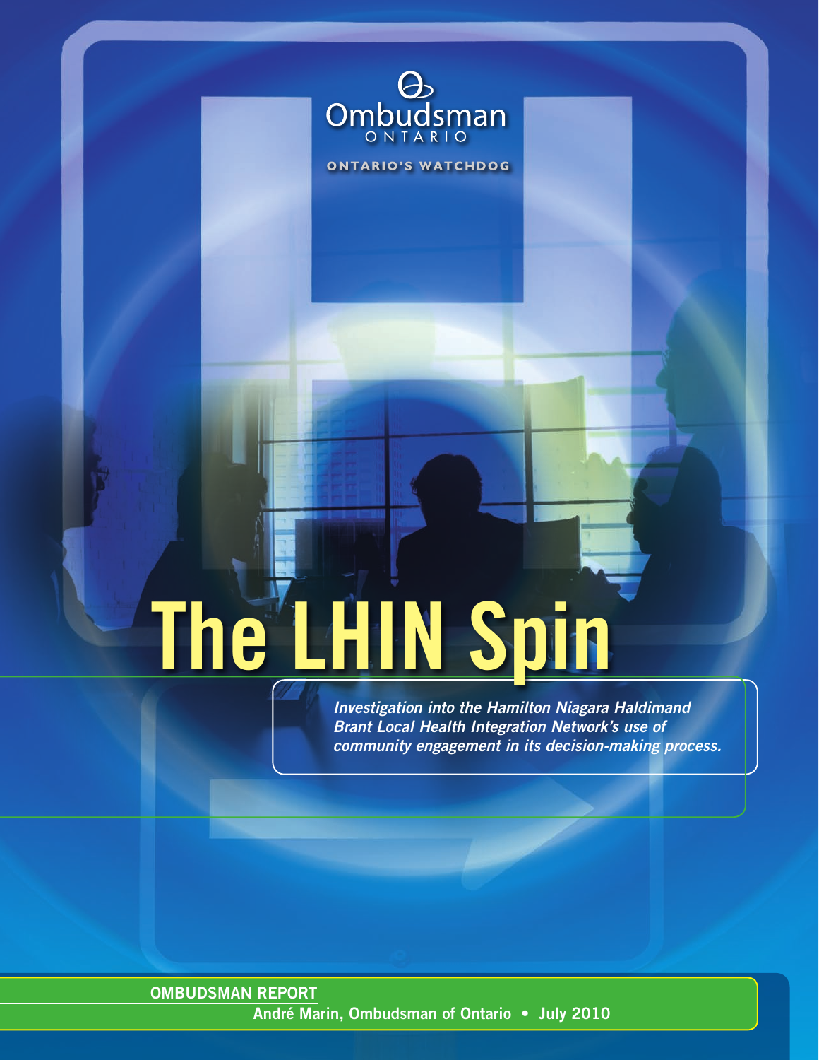Ombudsman
ONTARIO

ONTARIO'S WATCHDOG

# The LHIN Spin

*Investigation into the Hamilton Niagara Haldimand Brant Local Health Integration Network's use of community engagement in its decision-making process.*

**OMBUDSMAN REPORT**

**André Marin, Ombudsman of Ontario • July 2010**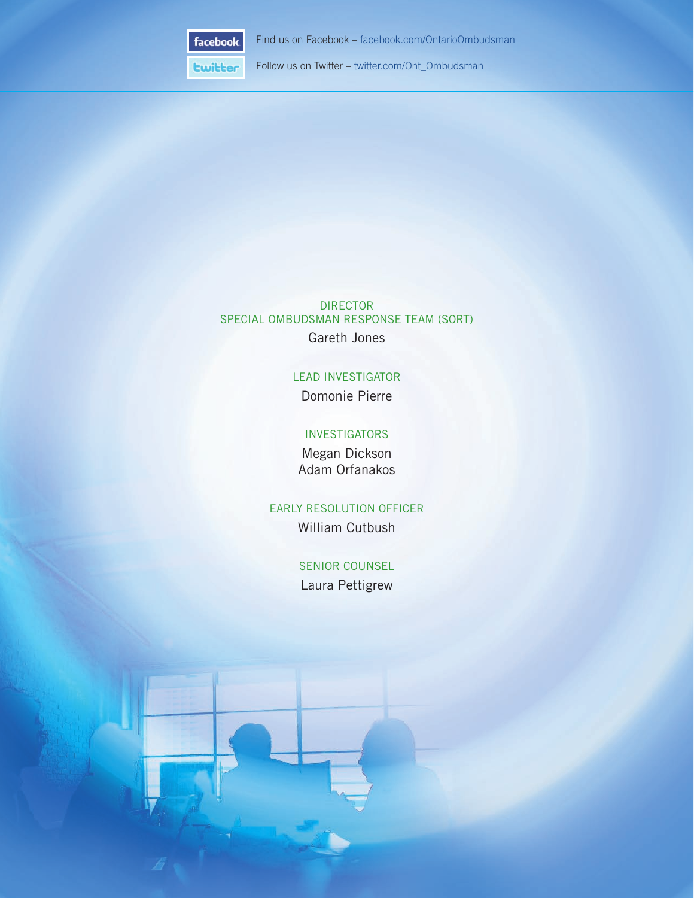Find us on Facebook – facebook.com/OntarioOmbudsman

Follow us on Twitter – twitter.com/Ont_Ombudsman

DIRECTOR
SPECIAL OMBUDSMAN RESPONSE TEAM (SORT)
Gareth Jones

LEAD INVESTIGATOR
Domonie Pierre

INVESTIGATORS
Megan Dickson
Adam Orfanakos

EARLY RESOLUTION OFFICER
William Cutbush

SENIOR COUNSEL
Laura Pettigrew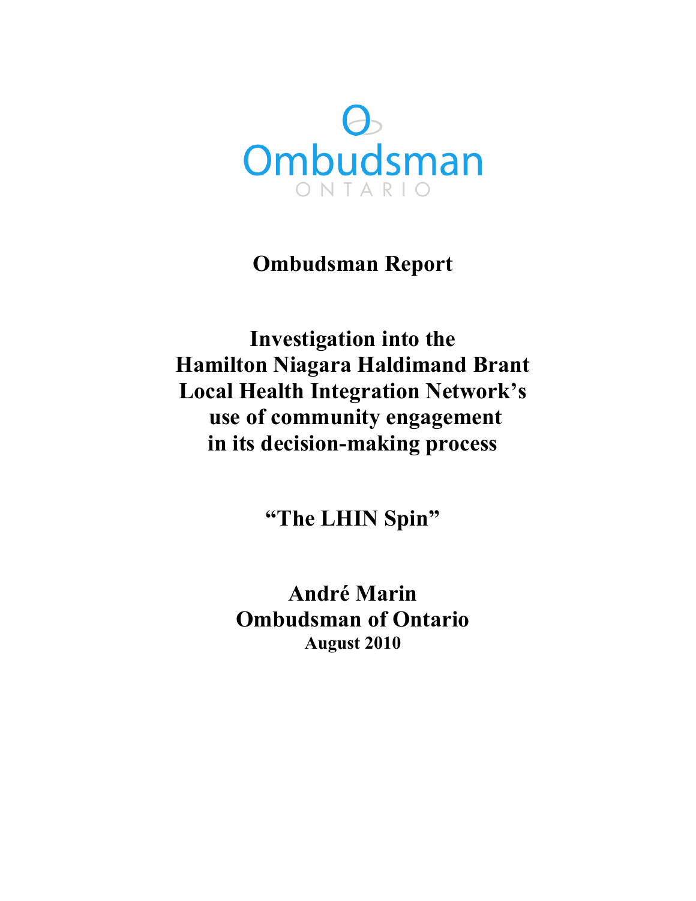Ombudsman

ONTARIO

# Ombudsman Report

## Investigation into the Hamilton Niagara Haldimand Brant Local Health Integration Network's use of community engagement in its decision-making process

## "The LHIN Spin"

**André Marin**
**Ombudsman of Ontario**
**August 2010**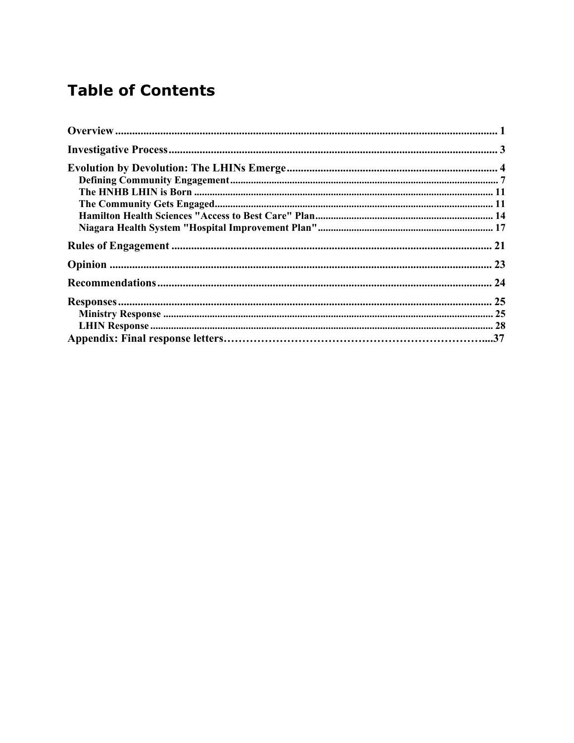# Table of Contents

Overview ........................................................................................................................ 1

Investigative Process ...................................................................................................... 3

Evolution by Devolution: The LHINs Emerge ........................................................................... 4

- Defining Community Engagement ..................................................................................... 7
- The HNHB LHIN is Born .................................................................................................. 11
- The Community Gets Engaged .......................................................................................... 11
- Hamilton Health Sciences "Access to Best Care" Plan .................................................... 14
- Niagara Health System "Hospital Improvement Plan" ................................................... 17

Rules of Engagement ................................................................................................... 21

Opinion ........................................................................................................................ 23

Recommendations ...................................................................................................... 24

Responses .................................................................................................................... 25

- Ministry Response ........................................................................................................ 25
- LHIN Response ............................................................................................................. 28

Appendix: Final response letters……………………………………………………………....37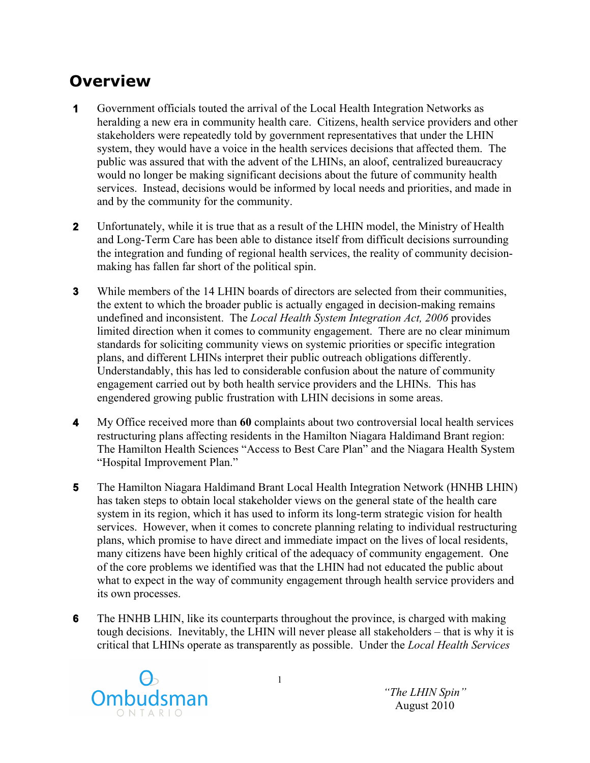## Overview

**1** Government officials touted the arrival of the Local Health Integration Networks as heralding a new era in community health care. Citizens, health service providers and other stakeholders were repeatedly told by government representatives that under the LHIN system, they would have a voice in the health services decisions that affected them. The public was assured that with the advent of the LHINs, an aloof, centralized bureaucracy would no longer be making significant decisions about the future of community health services. Instead, decisions would be informed by local needs and priorities, and made in and by the community for the community.

**2** Unfortunately, while it is true that as a result of the LHIN model, the Ministry of Health and Long-Term Care has been able to distance itself from difficult decisions surrounding the integration and funding of regional health services, the reality of community decision-making has fallen far short of the political spin.

**3** While members of the 14 LHIN boards of directors are selected from their communities, the extent to which the broader public is actually engaged in decision-making remains undefined and inconsistent. The *Local Health System Integration Act, 2006* provides limited direction when it comes to community engagement. There are no clear minimum standards for soliciting community views on systemic priorities or specific integration plans, and different LHINs interpret their public outreach obligations differently. Understandably, this has led to considerable confusion about the nature of community engagement carried out by both health service providers and the LHINs. This has engendered growing public frustration with LHIN decisions in some areas.

**4** My Office received more than **60** complaints about two controversial local health services restructuring plans affecting residents in the Hamilton Niagara Haldimand Brant region: The Hamilton Health Sciences "Access to Best Care Plan" and the Niagara Health System "Hospital Improvement Plan."

**5** The Hamilton Niagara Haldimand Brant Local Health Integration Network (HNHB LHIN) has taken steps to obtain local stakeholder views on the general state of the health care system in its region, which it has used to inform its long-term strategic vision for health services. However, when it comes to concrete planning relating to individual restructuring plans, which promise to have direct and immediate impact on the lives of local residents, many citizens have been highly critical of the adequacy of community engagement. One of the core problems we identified was that the LHIN had not educated the public about what to expect in the way of community engagement through health service providers and its own processes.

**6** The HNHB LHIN, like its counterparts throughout the province, is charged with making tough decisions. Inevitably, the LHIN will never please all stakeholders – that is why it is critical that LHINs operate as transparently as possible. Under the *Local Health Services*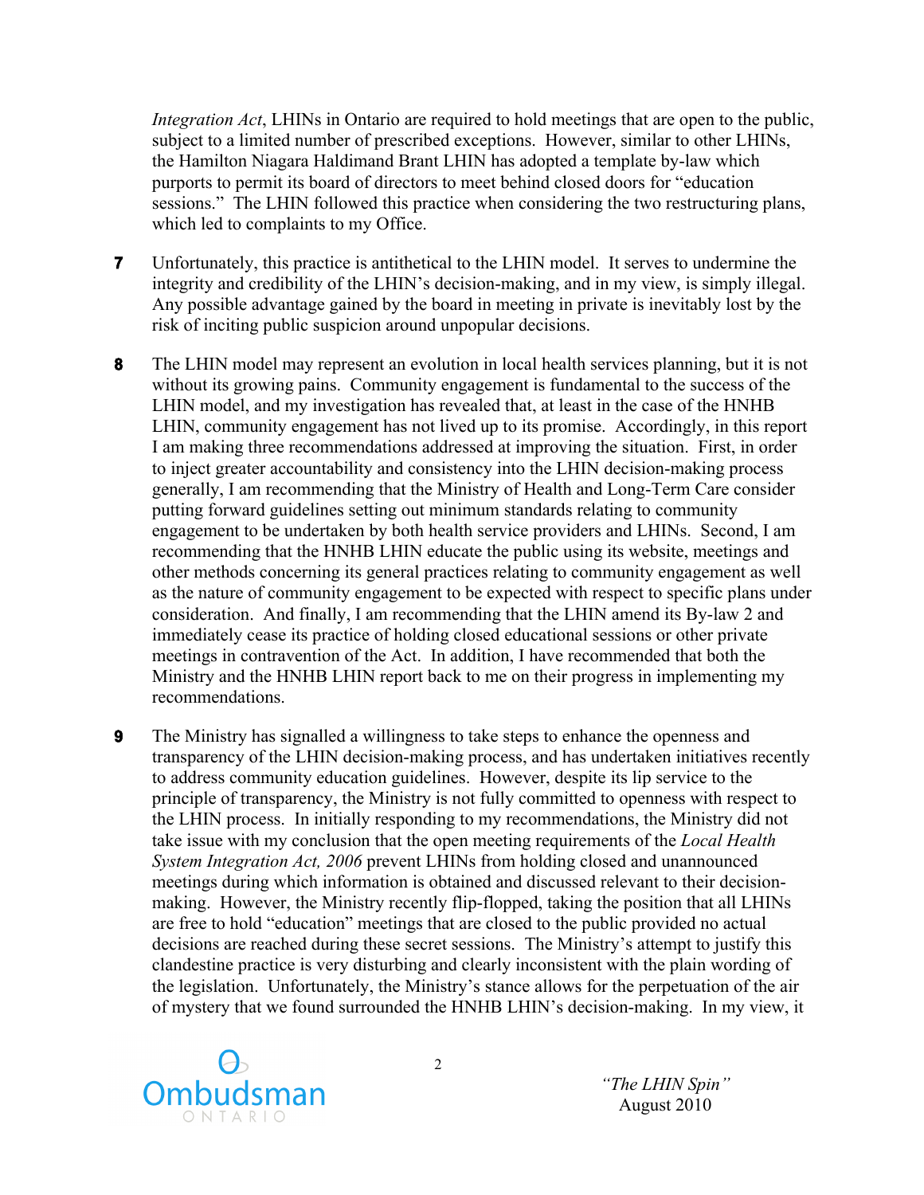*Integration Act*, LHINs in Ontario are required to hold meetings that are open to the public, subject to a limited number of prescribed exceptions. However, similar to other LHINs, the Hamilton Niagara Haldimand Brant LHIN has adopted a template by-law which purports to permit its board of directors to meet behind closed doors for "education sessions." The LHIN followed this practice when considering the two restructuring plans, which led to complaints to my Office.

**7** Unfortunately, this practice is antithetical to the LHIN model. It serves to undermine the integrity and credibility of the LHIN's decision-making, and in my view, is simply illegal. Any possible advantage gained by the board in meeting in private is inevitably lost by the risk of inciting public suspicion around unpopular decisions.

**8** The LHIN model may represent an evolution in local health services planning, but it is not without its growing pains. Community engagement is fundamental to the success of the LHIN model, and my investigation has revealed that, at least in the case of the HNHB LHIN, community engagement has not lived up to its promise. Accordingly, in this report I am making three recommendations addressed at improving the situation. First, in order to inject greater accountability and consistency into the LHIN decision-making process generally, I am recommending that the Ministry of Health and Long-Term Care consider putting forward guidelines setting out minimum standards relating to community engagement to be undertaken by both health service providers and LHINs. Second, I am recommending that the HNHB LHIN educate the public using its website, meetings and other methods concerning its general practices relating to community engagement as well as the nature of community engagement to be expected with respect to specific plans under consideration. And finally, I am recommending that the LHIN amend its By-law 2 and immediately cease its practice of holding closed educational sessions or other private meetings in contravention of the Act. In addition, I have recommended that both the Ministry and the HNHB LHIN report back to me on their progress in implementing my recommendations.

**9** The Ministry has signalled a willingness to take steps to enhance the openness and transparency of the LHIN decision-making process, and has undertaken initiatives recently to address community education guidelines. However, despite its lip service to the principle of transparency, the Ministry is not fully committed to openness with respect to the LHIN process. In initially responding to my recommendations, the Ministry did not take issue with my conclusion that the open meeting requirements of the *Local Health System Integration Act, 2006* prevent LHINs from holding closed and unannounced meetings during which information is obtained and discussed relevant to their decision-making. However, the Ministry recently flip-flopped, taking the position that all LHINs are free to hold "education" meetings that are closed to the public provided no actual decisions are reached during these secret sessions. The Ministry's attempt to justify this clandestine practice is very disturbing and clearly inconsistent with the plain wording of the legislation. Unfortunately, the Ministry's stance allows for the perpetuation of the air of mystery that we found surrounded the HNHB LHIN's decision-making. In my view, it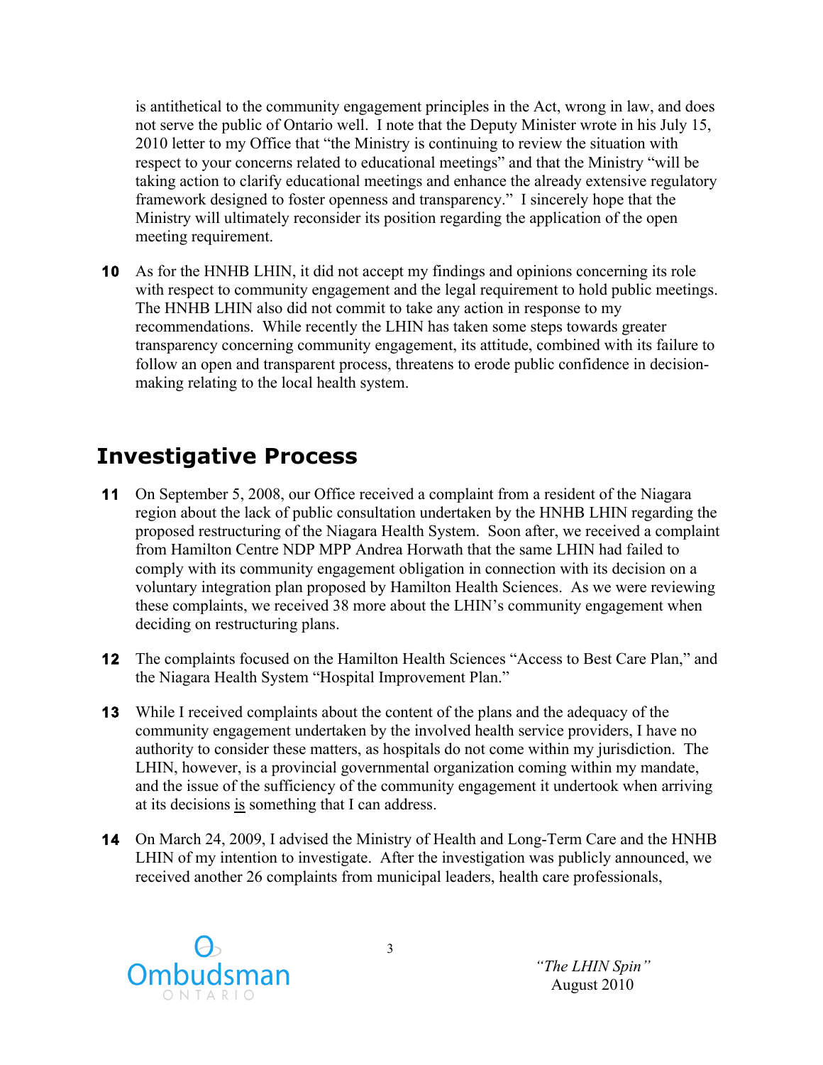is antithetical to the community engagement principles in the Act, wrong in law, and does not serve the public of Ontario well. I note that the Deputy Minister wrote in his July 15, 2010 letter to my Office that "the Ministry is continuing to review the situation with respect to your concerns related to educational meetings" and that the Ministry "will be taking action to clarify educational meetings and enhance the already extensive regulatory framework designed to foster openness and transparency." I sincerely hope that the Ministry will ultimately reconsider its position regarding the application of the open meeting requirement.

**10** As for the HNHB LHIN, it did not accept my findings and opinions concerning its role with respect to community engagement and the legal requirement to hold public meetings. The HNHB LHIN also did not commit to take any action in response to my recommendations. While recently the LHIN has taken some steps towards greater transparency concerning community engagement, its attitude, combined with its failure to follow an open and transparent process, threatens to erode public confidence in decision-making relating to the local health system.

## Investigative Process

**11** On September 5, 2008, our Office received a complaint from a resident of the Niagara region about the lack of public consultation undertaken by the HNHB LHIN regarding the proposed restructuring of the Niagara Health System. Soon after, we received a complaint from Hamilton Centre NDP MPP Andrea Horwath that the same LHIN had failed to comply with its community engagement obligation in connection with its decision on a voluntary integration plan proposed by Hamilton Health Sciences. As we were reviewing these complaints, we received 38 more about the LHIN's community engagement when deciding on restructuring plans.

**12** The complaints focused on the Hamilton Health Sciences "Access to Best Care Plan," and the Niagara Health System "Hospital Improvement Plan."

**13** While I received complaints about the content of the plans and the adequacy of the community engagement undertaken by the involved health service providers, I have no authority to consider these matters, as hospitals do not come within my jurisdiction. The LHIN, however, is a provincial governmental organization coming within my mandate, and the issue of the sufficiency of the community engagement it undertook when arriving at its decisions <u>is</u> something that I can address.

**14** On March 24, 2009, I advised the Ministry of Health and Long-Term Care and the HNHB LHIN of my intention to investigate. After the investigation was publicly announced, we received another 26 complaints from municipal leaders, health care professionals,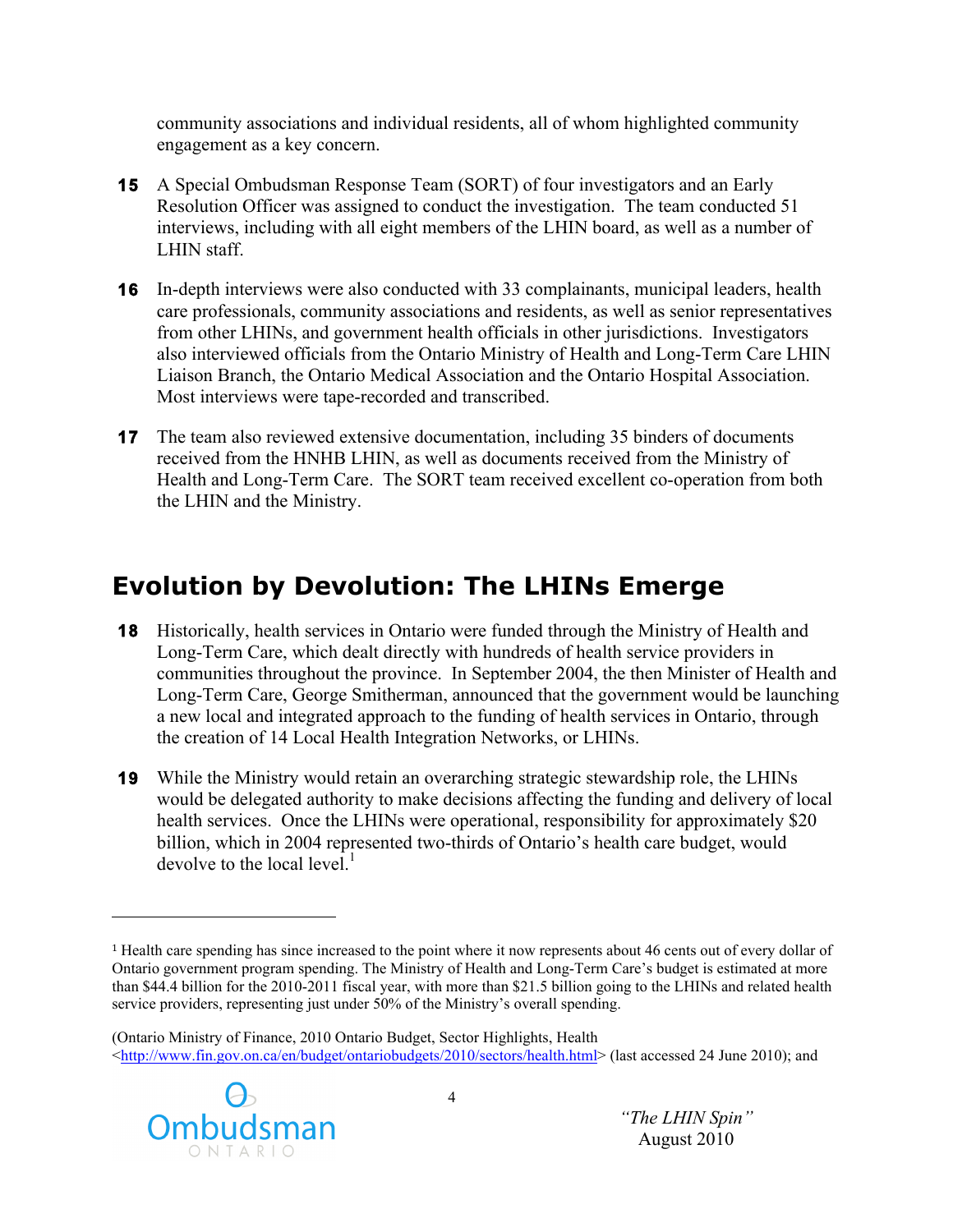community associations and individual residents, all of whom highlighted community engagement as a key concern.

**15** A Special Ombudsman Response Team (SORT) of four investigators and an Early Resolution Officer was assigned to conduct the investigation. The team conducted 51 interviews, including with all eight members of the LHIN board, as well as a number of LHIN staff.

**16** In-depth interviews were also conducted with 33 complainants, municipal leaders, health care professionals, community associations and residents, as well as senior representatives from other LHINs, and government health officials in other jurisdictions. Investigators also interviewed officials from the Ontario Ministry of Health and Long-Term Care LHIN Liaison Branch, the Ontario Medical Association and the Ontario Hospital Association. Most interviews were tape-recorded and transcribed.

**17** The team also reviewed extensive documentation, including 35 binders of documents received from the HNHB LHIN, as well as documents received from the Ministry of Health and Long-Term Care. The SORT team received excellent co-operation from both the LHIN and the Ministry.

## Evolution by Devolution: The LHINs Emerge

**18** Historically, health services in Ontario were funded through the Ministry of Health and Long-Term Care, which dealt directly with hundreds of health service providers in communities throughout the province. In September 2004, the then Minister of Health and Long-Term Care, George Smitherman, announced that the government would be launching a new local and integrated approach to the funding of health services in Ontario, through the creation of 14 Local Health Integration Networks, or LHINs.

**19** While the Ministry would retain an overarching strategic stewardship role, the LHINs would be delegated authority to make decisions affecting the funding and delivery of local health services. Once the LHINs were operational, responsibility for approximately $20 billion, which in 2004 represented two-thirds of Ontario's health care budget, would devolve to the local level.[1]

---

[1] Health care spending has since increased to the point where it now represents about 46 cents out of every dollar of Ontario government program spending. The Ministry of Health and Long-Term Care's budget is estimated at more than $44.4 billion for the 2010-2011 fiscal year, with more than $21.5 billion going to the LHINs and related health service providers, representing just under 50% of the Ministry's overall spending.

(Ontario Ministry of Finance, 2010 Ontario Budget, Sector Highlights, Health <http://www.fin.gov.on.ca/en/budget/ontariobudgets/2010/sectors/health.html> (last accessed 24 June 2010); and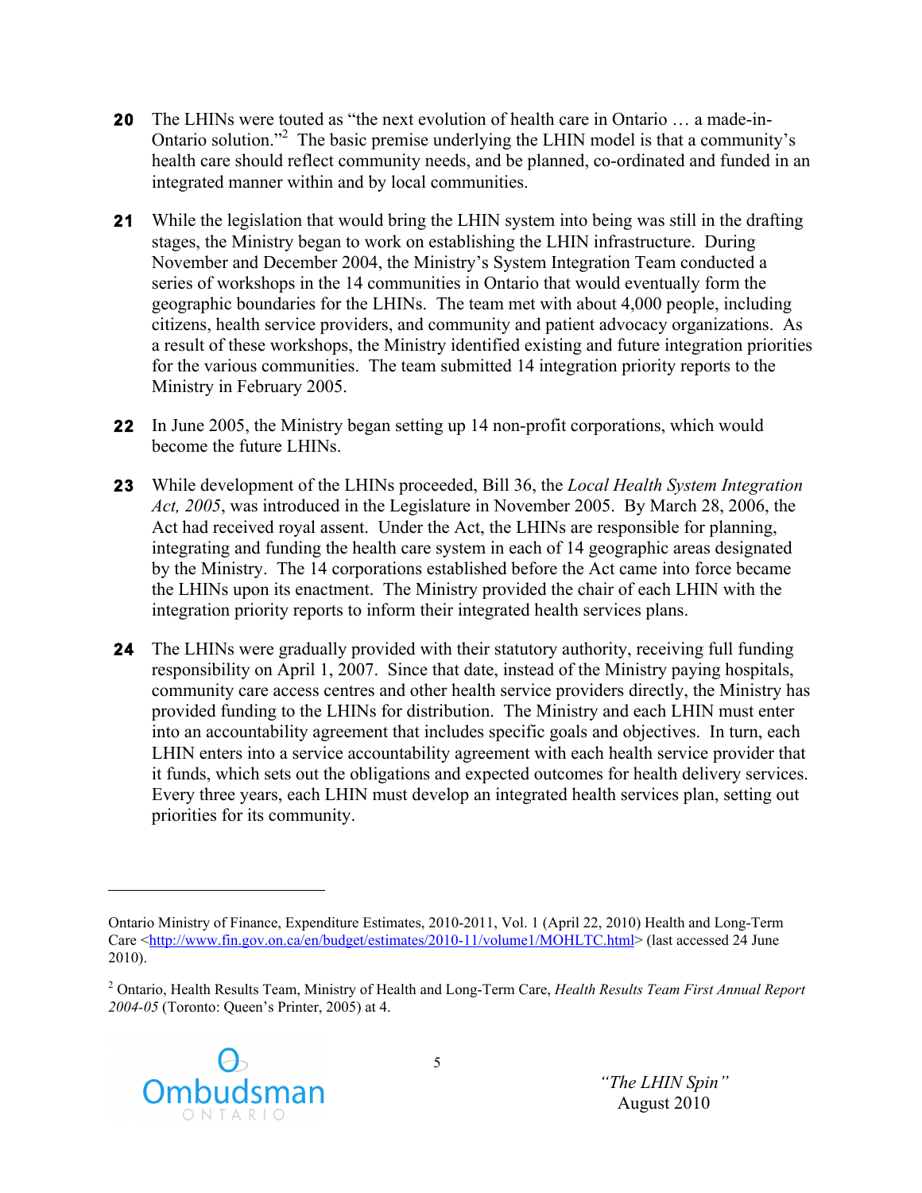**20** The LHINs were touted as "the next evolution of health care in Ontario … a made-in-Ontario solution."[2] The basic premise underlying the LHIN model is that a community's health care should reflect community needs, and be planned, co-ordinated and funded in an integrated manner within and by local communities.

**21** While the legislation that would bring the LHIN system into being was still in the drafting stages, the Ministry began to work on establishing the LHIN infrastructure. During November and December 2004, the Ministry's System Integration Team conducted a series of workshops in the 14 communities in Ontario that would eventually form the geographic boundaries for the LHINs. The team met with about 4,000 people, including citizens, health service providers, and community and patient advocacy organizations. As a result of these workshops, the Ministry identified existing and future integration priorities for the various communities. The team submitted 14 integration priority reports to the Ministry in February 2005.

**22** In June 2005, the Ministry began setting up 14 non-profit corporations, which would become the future LHINs.

**23** While development of the LHINs proceeded, Bill 36, the *Local Health System Integration Act, 2005*, was introduced in the Legislature in November 2005. By March 28, 2006, the Act had received royal assent. Under the Act, the LHINs are responsible for planning, integrating and funding the health care system in each of 14 geographic areas designated by the Ministry. The 14 corporations established before the Act came into force became the LHINs upon its enactment. The Ministry provided the chair of each LHIN with the integration priority reports to inform their integrated health services plans.

**24** The LHINs were gradually provided with their statutory authority, receiving full funding responsibility on April 1, 2007. Since that date, instead of the Ministry paying hospitals, community care access centres and other health service providers directly, the Ministry has provided funding to the LHINs for distribution. The Ministry and each LHIN must enter into an accountability agreement that includes specific goals and objectives. In turn, each LHIN enters into a service accountability agreement with each health service provider that it funds, which sets out the obligations and expected outcomes for health delivery services. Every three years, each LHIN must develop an integrated health services plan, setting out priorities for its community.

---

Ontario Ministry of Finance, Expenditure Estimates, 2010-2011, Vol. 1 (April 22, 2010) Health and Long-Term Care <http://www.fin.gov.on.ca/en/budget/estimates/2010-11/volume1/MOHLTC.html> (last accessed 24 June 2010).

[2] Ontario, Health Results Team, Ministry of Health and Long-Term Care, *Health Results Team First Annual Report 2004-05* (Toronto: Queen's Printer, 2005) at 4.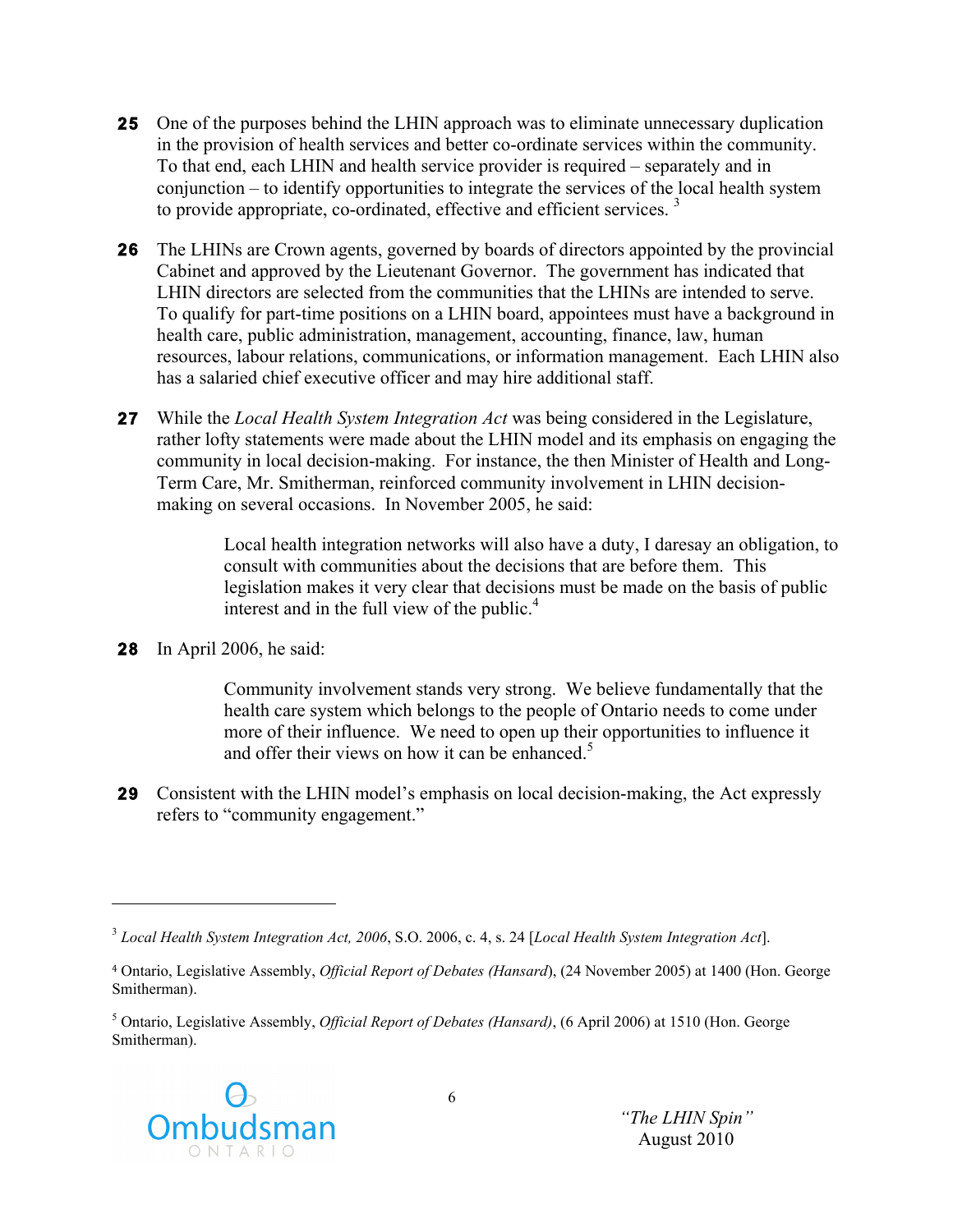**25** One of the purposes behind the LHIN approach was to eliminate unnecessary duplication in the provision of health services and better co-ordinate services within the community. To that end, each LHIN and health service provider is required – separately and in conjunction – to identify opportunities to integrate the services of the local health system to provide appropriate, co-ordinated, effective and efficient services. [3]

**26** The LHINs are Crown agents, governed by boards of directors appointed by the provincial Cabinet and approved by the Lieutenant Governor. The government has indicated that LHIN directors are selected from the communities that the LHINs are intended to serve. To qualify for part-time positions on a LHIN board, appointees must have a background in health care, public administration, management, accounting, finance, law, human resources, labour relations, communications, or information management. Each LHIN also has a salaried chief executive officer and may hire additional staff.

**27** While the *Local Health System Integration Act* was being considered in the Legislature, rather lofty statements were made about the LHIN model and its emphasis on engaging the community in local decision-making. For instance, the then Minister of Health and Long-Term Care, Mr. Smitherman, reinforced community involvement in LHIN decision-making on several occasions. In November 2005, he said:

> Local health integration networks will also have a duty, I daresay an obligation, to consult with communities about the decisions that are before them. This legislation makes it very clear that decisions must be made on the basis of public interest and in the full view of the public.[4]

**28** In April 2006, he said:

> Community involvement stands very strong. We believe fundamentally that the health care system which belongs to the people of Ontario needs to come under more of their influence. We need to open up their opportunities to influence it and offer their views on how it can be enhanced.[5]

**29** Consistent with the LHIN model's emphasis on local decision-making, the Act expressly refers to "community engagement."

---

[3] *Local Health System Integration Act, 2006*, S.O. 2006, c. 4, s. 24 [*Local Health System Integration Act*].

[4] Ontario, Legislative Assembly, *Official Report of Debates (Hansard)*, (24 November 2005) at 1400 (Hon. George Smitherman).

[5] Ontario, Legislative Assembly, *Official Report of Debates (Hansard)*, (6 April 2006) at 1510 (Hon. George Smitherman).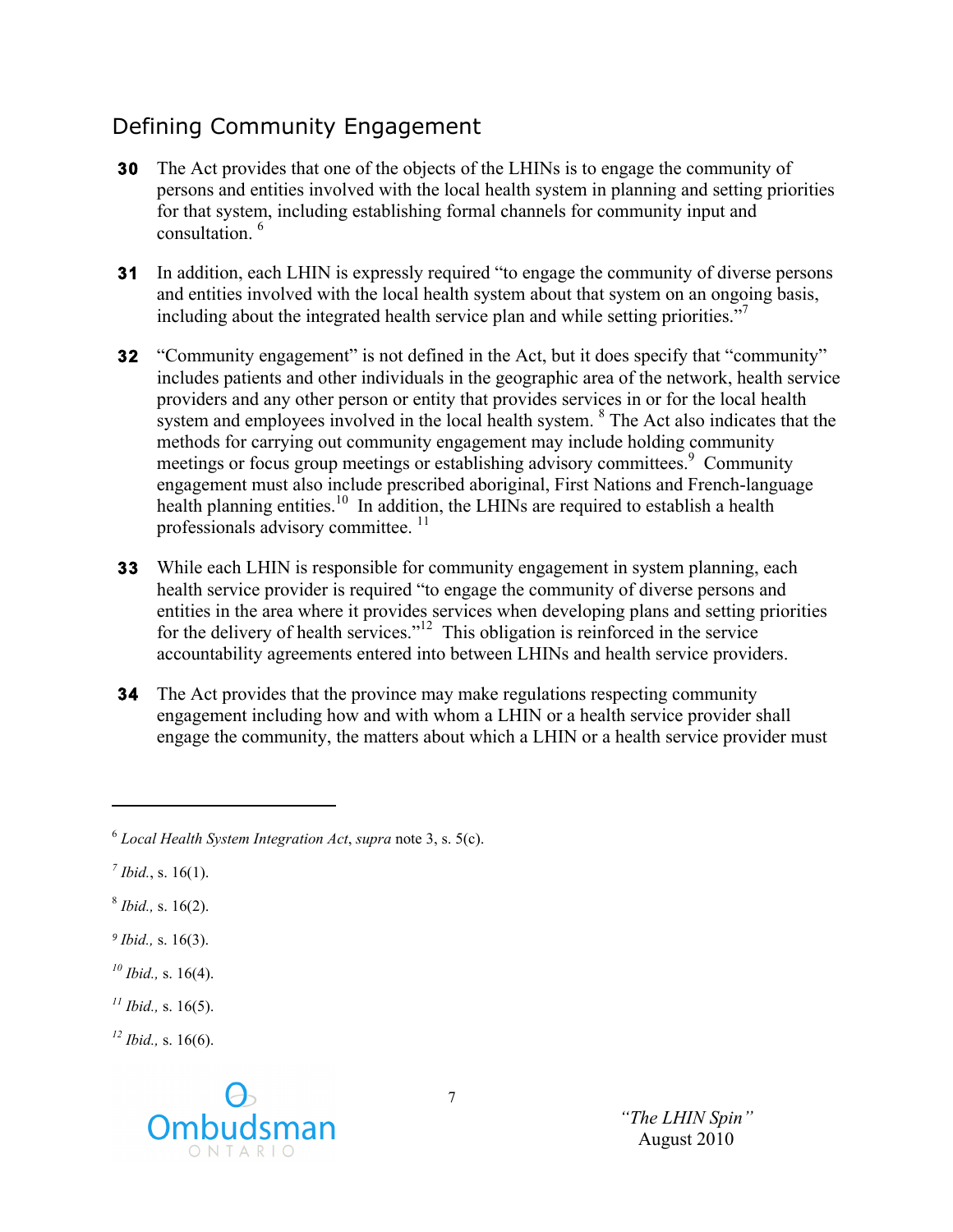## Defining Community Engagement

**30** The Act provides that one of the objects of the LHINs is to engage the community of persons and entities involved with the local health system in planning and setting priorities for that system, including establishing formal channels for community input and consultation. [6]

**31** In addition, each LHIN is expressly required "to engage the community of diverse persons and entities involved with the local health system about that system on an ongoing basis, including about the integrated health service plan and while setting priorities."[7]

**32** "Community engagement" is not defined in the Act, but it does specify that "community" includes patients and other individuals in the geographic area of the network, health service providers and any other person or entity that provides services in or for the local health system and employees involved in the local health system. [8] The Act also indicates that the methods for carrying out community engagement may include holding community meetings or focus group meetings or establishing advisory committees.[9] Community engagement must also include prescribed aboriginal, First Nations and French-language health planning entities.[10] In addition, the LHINs are required to establish a health professionals advisory committee. [11]

**33** While each LHIN is responsible for community engagement in system planning, each health service provider is required "to engage the community of diverse persons and entities in the area where it provides services when developing plans and setting priorities for the delivery of health services."[12] This obligation is reinforced in the service accountability agreements entered into between LHINs and health service providers.

**34** The Act provides that the province may make regulations respecting community engagement including how and with whom a LHIN or a health service provider shall engage the community, the matters about which a LHIN or a health service provider must

---

[6] *Local Health System Integration Act*, *supra* note 3, s. 5(c).

[7] *Ibid.*, s. 16(1).

[8] *Ibid.*, s. 16(2).

[9] *Ibid.*, s. 16(3).

[10] *Ibid.*, s. 16(4).

[11] *Ibid.*, s. 16(5).

[12] *Ibid.*, s. 16(6).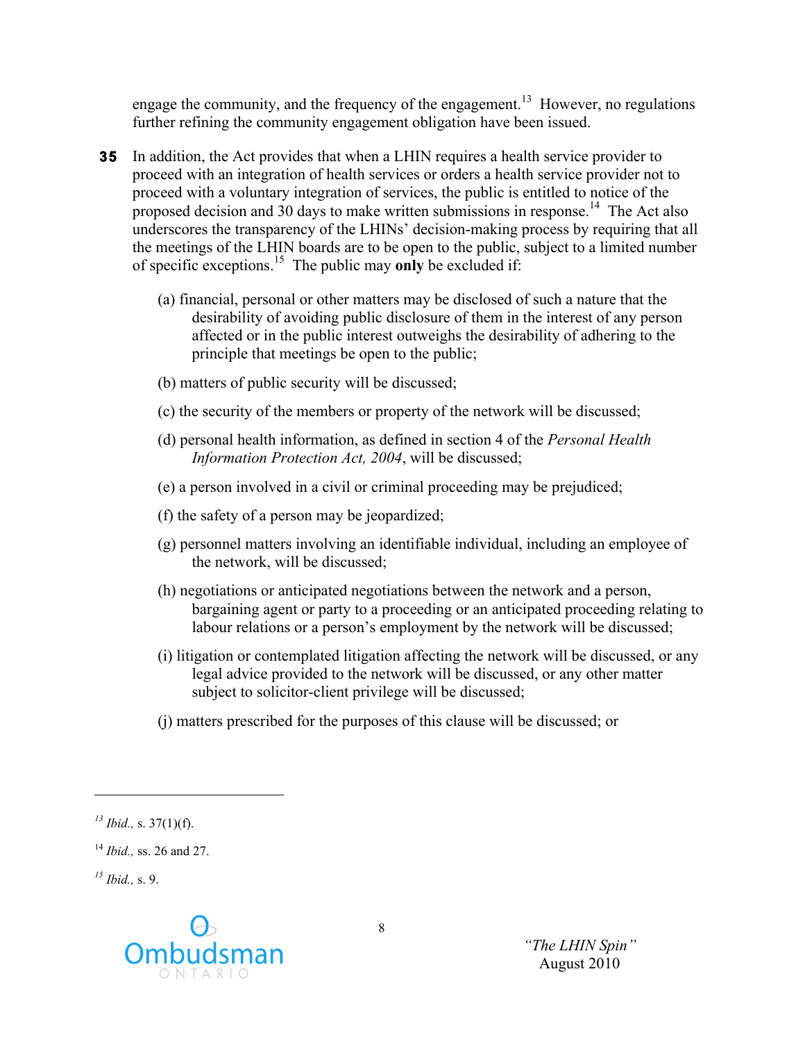engage the community, and the frequency of the engagement.[13] However, no regulations further refining the community engagement obligation have been issued.

**35** In addition, the Act provides that when a LHIN requires a health service provider to proceed with an integration of health services or orders a health service provider not to proceed with a voluntary integration of services, the public is entitled to notice of the proposed decision and 30 days to make written submissions in response.[14] The Act also underscores the transparency of the LHINs' decision-making process by requiring that all the meetings of the LHIN boards are to be open to the public, subject to a limited number of specific exceptions.[15] The public may **only** be excluded if:

(a) financial, personal or other matters may be disclosed of such a nature that the desirability of avoiding public disclosure of them in the interest of any person affected or in the public interest outweighs the desirability of adhering to the principle that meetings be open to the public;

(b) matters of public security will be discussed;

(c) the security of the members or property of the network will be discussed;

(d) personal health information, as defined in section 4 of the *Personal Health Information Protection Act, 2004*, will be discussed;

(e) a person involved in a civil or criminal proceeding may be prejudiced;

(f) the safety of a person may be jeopardized;

(g) personnel matters involving an identifiable individual, including an employee of the network, will be discussed;

(h) negotiations or anticipated negotiations between the network and a person, bargaining agent or party to a proceeding or an anticipated proceeding relating to labour relations or a person's employment by the network will be discussed;

(i) litigation or contemplated litigation affecting the network will be discussed, or any legal advice provided to the network will be discussed, or any other matter subject to solicitor-client privilege will be discussed;

(j) matters prescribed for the purposes of this clause will be discussed; or

---

[13] *Ibid.,* s. 37(1)(f).

[14] *Ibid.,* ss. 26 and 27.

[15] *Ibid.,* s. 9.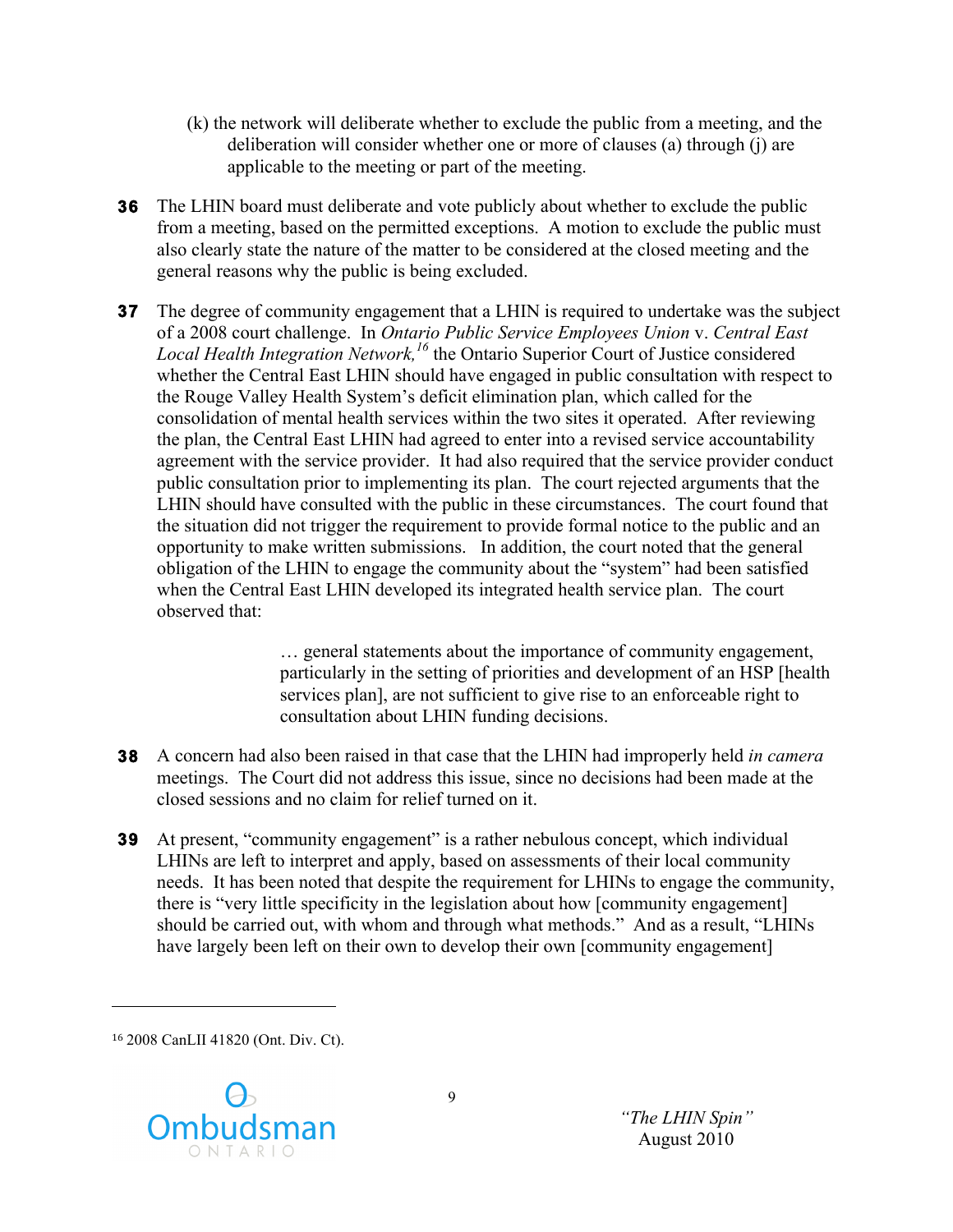(k) the network will deliberate whether to exclude the public from a meeting, and the deliberation will consider whether one or more of clauses (a) through (j) are applicable to the meeting or part of the meeting.

**36** The LHIN board must deliberate and vote publicly about whether to exclude the public from a meeting, based on the permitted exceptions. A motion to exclude the public must also clearly state the nature of the matter to be considered at the closed meeting and the general reasons why the public is being excluded.

**37** The degree of community engagement that a LHIN is required to undertake was the subject of a 2008 court challenge. In *Ontario Public Service Employees Union* v. *Central East Local Health Integration Network,*[16] the Ontario Superior Court of Justice considered whether the Central East LHIN should have engaged in public consultation with respect to the Rouge Valley Health System's deficit elimination plan, which called for the consolidation of mental health services within the two sites it operated. After reviewing the plan, the Central East LHIN had agreed to enter into a revised service accountability agreement with the service provider. It had also required that the service provider conduct public consultation prior to implementing its plan. The court rejected arguments that the LHIN should have consulted with the public in these circumstances. The court found that the situation did not trigger the requirement to provide formal notice to the public and an opportunity to make written submissions. In addition, the court noted that the general obligation of the LHIN to engage the community about the "system" had been satisfied when the Central East LHIN developed its integrated health service plan. The court observed that:

> … general statements about the importance of community engagement, particularly in the setting of priorities and development of an HSP [health services plan], are not sufficient to give rise to an enforceable right to consultation about LHIN funding decisions.

**38** A concern had also been raised in that case that the LHIN had improperly held *in camera* meetings. The Court did not address this issue, since no decisions had been made at the closed sessions and no claim for relief turned on it.

**39** At present, "community engagement" is a rather nebulous concept, which individual LHINs are left to interpret and apply, based on assessments of their local community needs. It has been noted that despite the requirement for LHINs to engage the community, there is "very little specificity in the legislation about how [community engagement] should be carried out, with whom and through what methods." And as a result, "LHINs have largely been left on their own to develop their own [community engagement]

---

[16] 2008 CanLII 41820 (Ont. Div. Ct).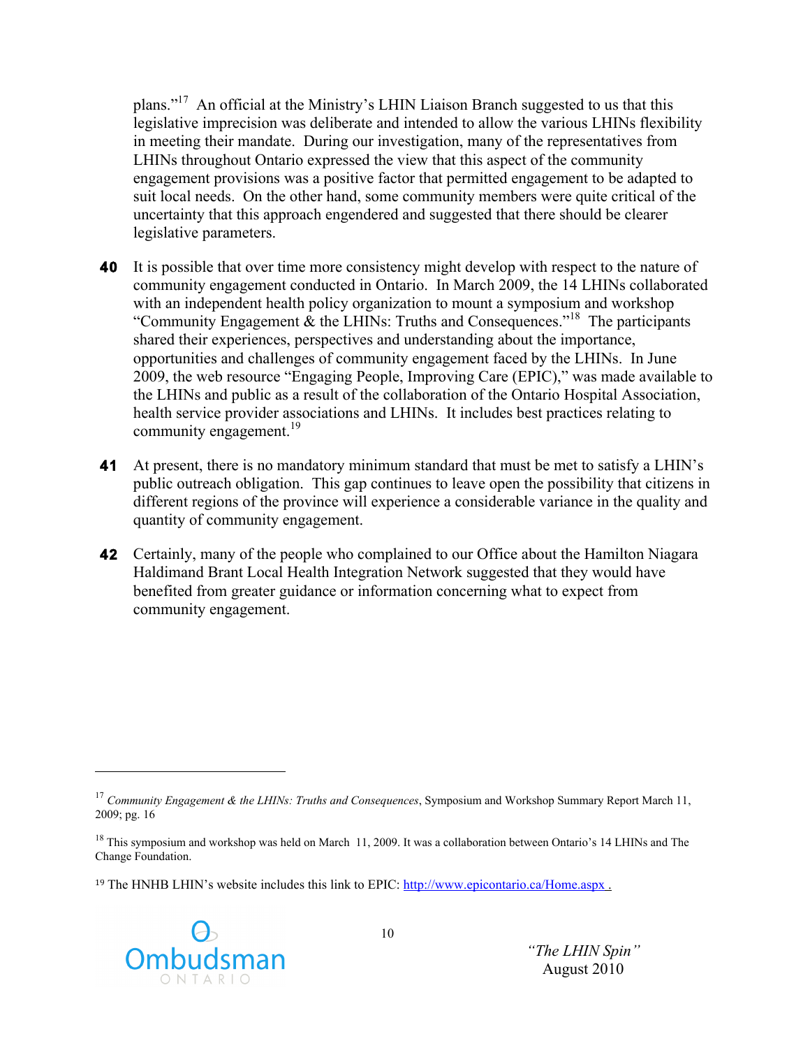plans."[17] An official at the Ministry's LHIN Liaison Branch suggested to us that this legislative imprecision was deliberate and intended to allow the various LHINs flexibility in meeting their mandate. During our investigation, many of the representatives from LHINs throughout Ontario expressed the view that this aspect of the community engagement provisions was a positive factor that permitted engagement to be adapted to suit local needs. On the other hand, some community members were quite critical of the uncertainty that this approach engendered and suggested that there should be clearer legislative parameters.

**40** It is possible that over time more consistency might develop with respect to the nature of community engagement conducted in Ontario. In March 2009, the 14 LHINs collaborated with an independent health policy organization to mount a symposium and workshop "Community Engagement & the LHINs: Truths and Consequences."[18] The participants shared their experiences, perspectives and understanding about the importance, opportunities and challenges of community engagement faced by the LHINs. In June 2009, the web resource "Engaging People, Improving Care (EPIC)," was made available to the LHINs and public as a result of the collaboration of the Ontario Hospital Association, health service provider associations and LHINs. It includes best practices relating to community engagement.[19]

**41** At present, there is no mandatory minimum standard that must be met to satisfy a LHIN's public outreach obligation. This gap continues to leave open the possibility that citizens in different regions of the province will experience a considerable variance in the quality and quantity of community engagement.

**42** Certainly, many of the people who complained to our Office about the Hamilton Niagara Haldimand Brant Local Health Integration Network suggested that they would have benefited from greater guidance or information concerning what to expect from community engagement.

---

[17] *Community Engagement & the LHINs: Truths and Consequences*, Symposium and Workshop Summary Report March 11, 2009; pg. 16

[18] This symposium and workshop was held on March 11, 2009. It was a collaboration between Ontario's 14 LHINs and The Change Foundation.

[19] The HNHB LHIN's website includes this link to EPIC: http://www.epicontario.ca/Home.aspx .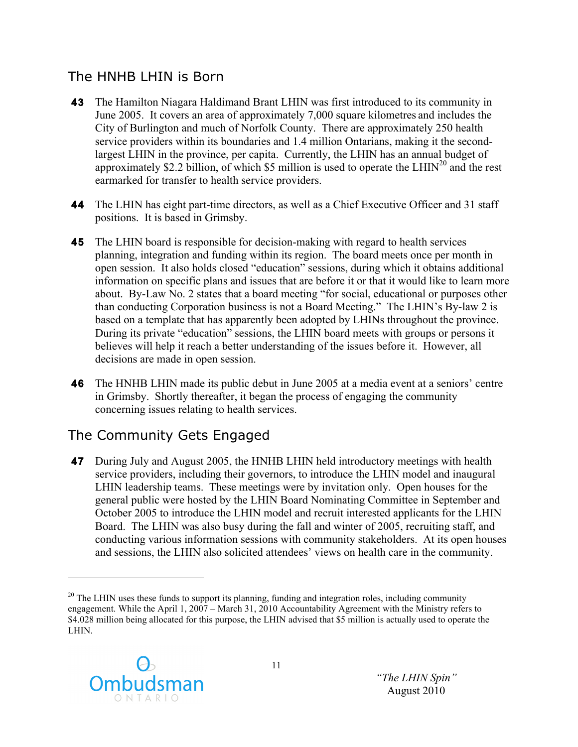## The HNHB LHIN is Born

**43** The Hamilton Niagara Haldimand Brant LHIN was first introduced to its community in June 2005. It covers an area of approximately 7,000 square kilometres and includes the City of Burlington and much of Norfolk County. There are approximately 250 health service providers within its boundaries and 1.4 million Ontarians, making it the second-largest LHIN in the province, per capita. Currently, the LHIN has an annual budget of approximately $2.2 billion, of which $5 million is used to operate the LHIN[20] and the rest earmarked for transfer to health service providers.

**44** The LHIN has eight part-time directors, as well as a Chief Executive Officer and 31 staff positions. It is based in Grimsby.

**45** The LHIN board is responsible for decision-making with regard to health services planning, integration and funding within its region. The board meets once per month in open session. It also holds closed "education" sessions, during which it obtains additional information on specific plans and issues that are before it or that it would like to learn more about. By-Law No. 2 states that a board meeting "for social, educational or purposes other than conducting Corporation business is not a Board Meeting." The LHIN's By-law 2 is based on a template that has apparently been adopted by LHINs throughout the province. During its private "education" sessions, the LHIN board meets with groups or persons it believes will help it reach a better understanding of the issues before it. However, all decisions are made in open session.

**46** The HNHB LHIN made its public debut in June 2005 at a media event at a seniors' centre in Grimsby. Shortly thereafter, it began the process of engaging the community concerning issues relating to health services.

## The Community Gets Engaged

**47** During July and August 2005, the HNHB LHIN held introductory meetings with health service providers, including their governors, to introduce the LHIN model and inaugural LHIN leadership teams. These meetings were by invitation only. Open houses for the general public were hosted by the LHIN Board Nominating Committee in September and October 2005 to introduce the LHIN model and recruit interested applicants for the LHIN Board. The LHIN was also busy during the fall and winter of 2005, recruiting staff, and conducting various information sessions with community stakeholders. At its open houses and sessions, the LHIN also solicited attendees' views on health care in the community.

---

[20] The LHIN uses these funds to support its planning, funding and integration roles, including community engagement. While the April 1, 2007 – March 31, 2010 Accountability Agreement with the Ministry refers to $4.028 million being allocated for this purpose, the LHIN advised that $5 million is actually used to operate the LHIN.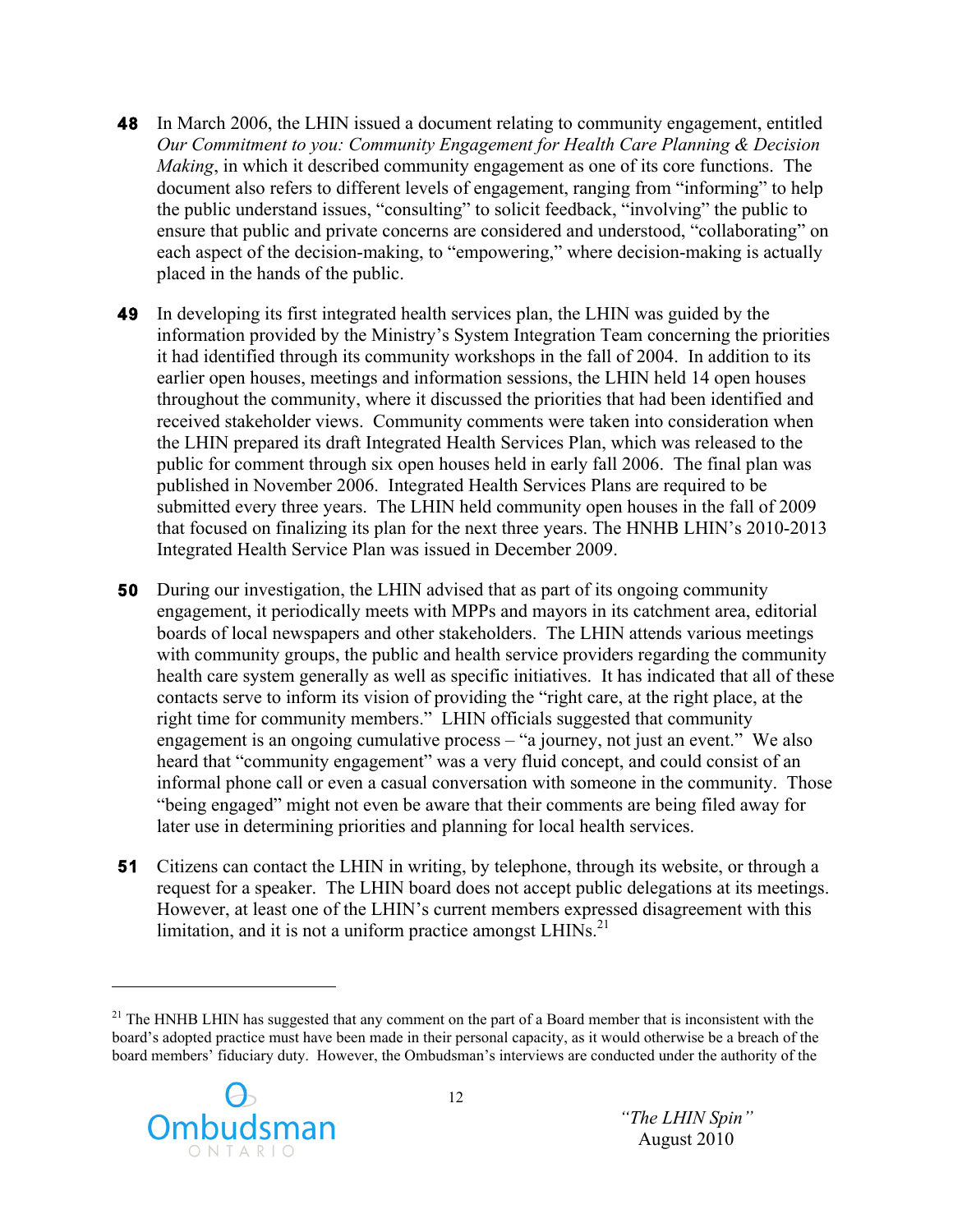**48** In March 2006, the LHIN issued a document relating to community engagement, entitled *Our Commitment to you: Community Engagement for Health Care Planning & Decision Making*, in which it described community engagement as one of its core functions. The document also refers to different levels of engagement, ranging from "informing" to help the public understand issues, "consulting" to solicit feedback, "involving" the public to ensure that public and private concerns are considered and understood, "collaborating" on each aspect of the decision-making, to "empowering," where decision-making is actually placed in the hands of the public.

**49** In developing its first integrated health services plan, the LHIN was guided by the information provided by the Ministry's System Integration Team concerning the priorities it had identified through its community workshops in the fall of 2004. In addition to its earlier open houses, meetings and information sessions, the LHIN held 14 open houses throughout the community, where it discussed the priorities that had been identified and received stakeholder views. Community comments were taken into consideration when the LHIN prepared its draft Integrated Health Services Plan, which was released to the public for comment through six open houses held in early fall 2006. The final plan was published in November 2006. Integrated Health Services Plans are required to be submitted every three years. The LHIN held community open houses in the fall of 2009 that focused on finalizing its plan for the next three years. The HNHB LHIN's 2010-2013 Integrated Health Service Plan was issued in December 2009.

**50** During our investigation, the LHIN advised that as part of its ongoing community engagement, it periodically meets with MPPs and mayors in its catchment area, editorial boards of local newspapers and other stakeholders. The LHIN attends various meetings with community groups, the public and health service providers regarding the community health care system generally as well as specific initiatives. It has indicated that all of these contacts serve to inform its vision of providing the "right care, at the right place, at the right time for community members." LHIN officials suggested that community engagement is an ongoing cumulative process – "a journey, not just an event." We also heard that "community engagement" was a very fluid concept, and could consist of an informal phone call or even a casual conversation with someone in the community. Those "being engaged" might not even be aware that their comments are being filed away for later use in determining priorities and planning for local health services.

**51** Citizens can contact the LHIN in writing, by telephone, through its website, or through a request for a speaker. The LHIN board does not accept public delegations at its meetings. However, at least one of the LHIN's current members expressed disagreement with this limitation, and it is not a uniform practice amongst LHINs.[21]

---

[21] The HNHB LHIN has suggested that any comment on the part of a Board member that is inconsistent with the board's adopted practice must have been made in their personal capacity, as it would otherwise be a breach of the board members' fiduciary duty. However, the Ombudsman's interviews are conducted under the authority of the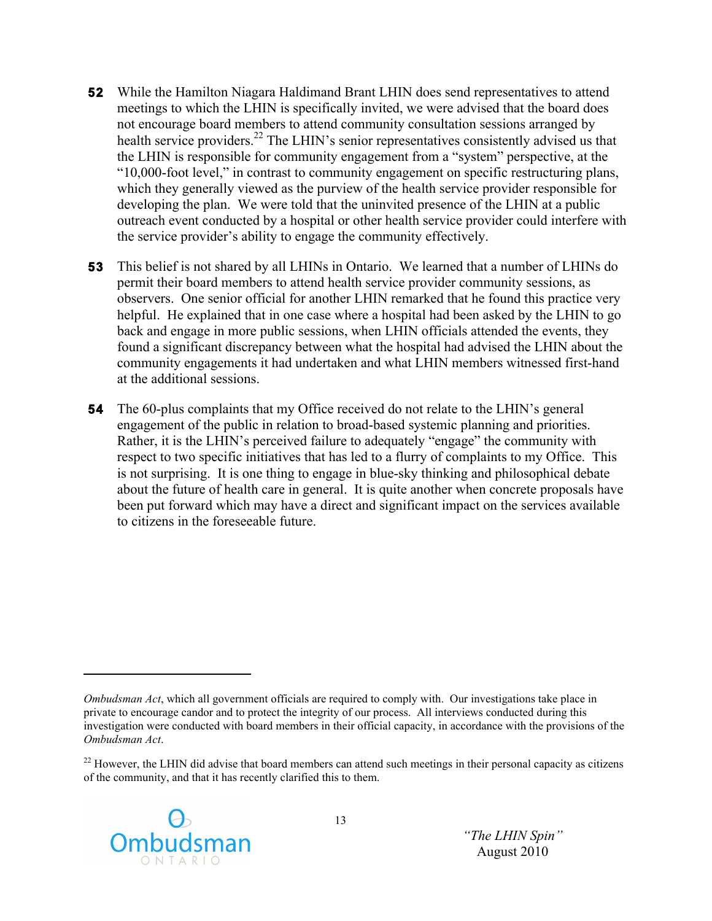**52** While the Hamilton Niagara Haldimand Brant LHIN does send representatives to attend meetings to which the LHIN is specifically invited, we were advised that the board does not encourage board members to attend community consultation sessions arranged by health service providers.[22] The LHIN's senior representatives consistently advised us that the LHIN is responsible for community engagement from a "system" perspective, at the "10,000-foot level," in contrast to community engagement on specific restructuring plans, which they generally viewed as the purview of the health service provider responsible for developing the plan. We were told that the uninvited presence of the LHIN at a public outreach event conducted by a hospital or other health service provider could interfere with the service provider's ability to engage the community effectively.

**53** This belief is not shared by all LHINs in Ontario. We learned that a number of LHINs do permit their board members to attend health service provider community sessions, as observers. One senior official for another LHIN remarked that he found this practice very helpful. He explained that in one case where a hospital had been asked by the LHIN to go back and engage in more public sessions, when LHIN officials attended the events, they found a significant discrepancy between what the hospital had advised the LHIN about the community engagements it had undertaken and what LHIN members witnessed first-hand at the additional sessions.

**54** The 60-plus complaints that my Office received do not relate to the LHIN's general engagement of the public in relation to broad-based systemic planning and priorities. Rather, it is the LHIN's perceived failure to adequately "engage" the community with respect to two specific initiatives that has led to a flurry of complaints to my Office. This is not surprising. It is one thing to engage in blue-sky thinking and philosophical debate about the future of health care in general. It is quite another when concrete proposals have been put forward which may have a direct and significant impact on the services available to citizens in the foreseeable future.

---

*Ombudsman Act*, which all government officials are required to comply with. Our investigations take place in private to encourage candor and to protect the integrity of our process. All interviews conducted during this investigation were conducted with board members in their official capacity, in accordance with the provisions of the *Ombudsman Act*.

[22] However, the LHIN did advise that board members can attend such meetings in their personal capacity as citizens of the community, and that it has recently clarified this to them.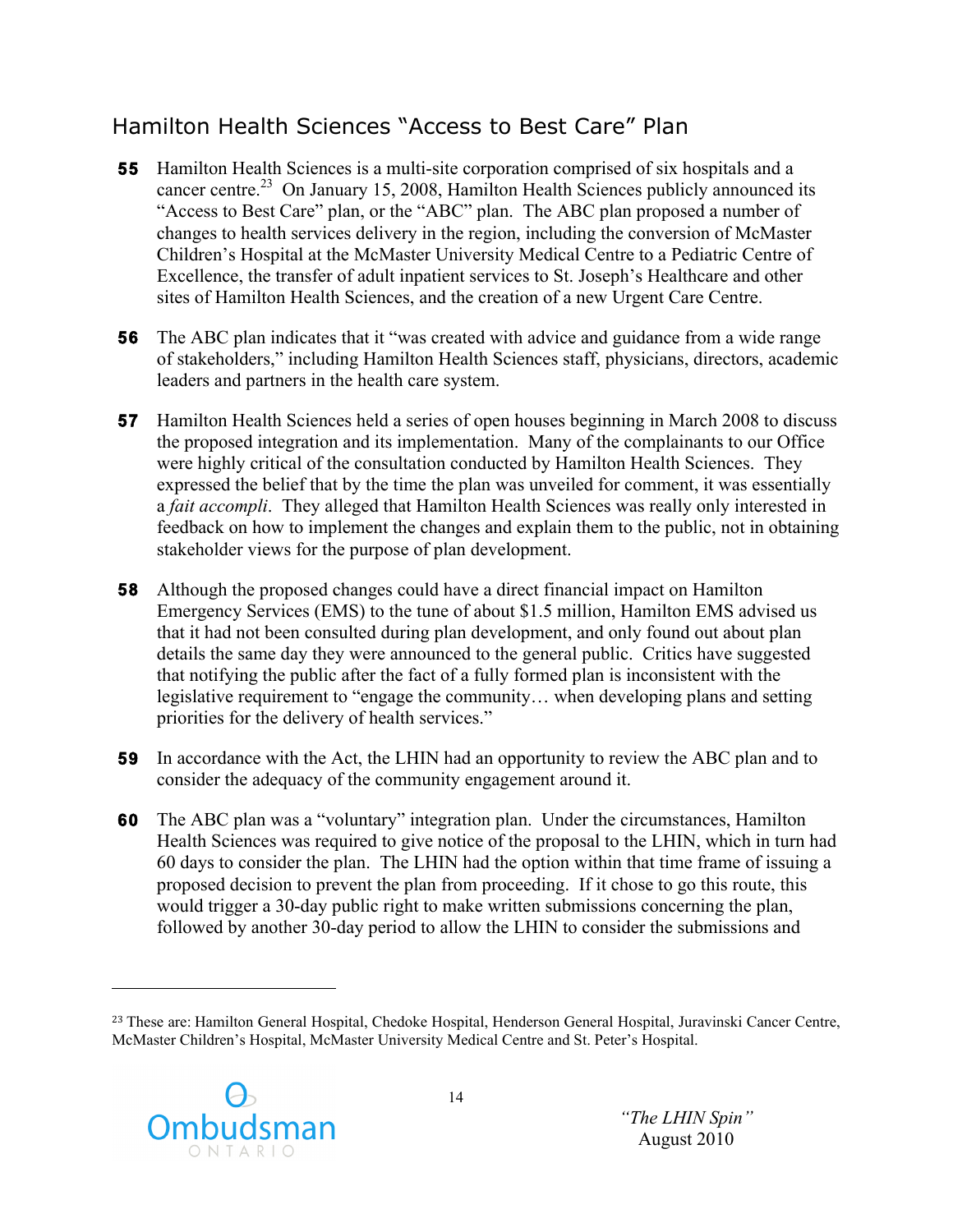## Hamilton Health Sciences "Access to Best Care" Plan

**55** Hamilton Health Sciences is a multi-site corporation comprised of six hospitals and a cancer centre.[23] On January 15, 2008, Hamilton Health Sciences publicly announced its "Access to Best Care" plan, or the "ABC" plan. The ABC plan proposed a number of changes to health services delivery in the region, including the conversion of McMaster Children's Hospital at the McMaster University Medical Centre to a Pediatric Centre of Excellence, the transfer of adult inpatient services to St. Joseph's Healthcare and other sites of Hamilton Health Sciences, and the creation of a new Urgent Care Centre.

**56** The ABC plan indicates that it "was created with advice and guidance from a wide range of stakeholders," including Hamilton Health Sciences staff, physicians, directors, academic leaders and partners in the health care system.

**57** Hamilton Health Sciences held a series of open houses beginning in March 2008 to discuss the proposed integration and its implementation. Many of the complainants to our Office were highly critical of the consultation conducted by Hamilton Health Sciences. They expressed the belief that by the time the plan was unveiled for comment, it was essentially a *fait accompli*. They alleged that Hamilton Health Sciences was really only interested in feedback on how to implement the changes and explain them to the public, not in obtaining stakeholder views for the purpose of plan development.

**58** Although the proposed changes could have a direct financial impact on Hamilton Emergency Services (EMS) to the tune of about $1.5 million, Hamilton EMS advised us that it had not been consulted during plan development, and only found out about plan details the same day they were announced to the general public. Critics have suggested that notifying the public after the fact of a fully formed plan is inconsistent with the legislative requirement to "engage the community… when developing plans and setting priorities for the delivery of health services."

**59** In accordance with the Act, the LHIN had an opportunity to review the ABC plan and to consider the adequacy of the community engagement around it.

**60** The ABC plan was a "voluntary" integration plan. Under the circumstances, Hamilton Health Sciences was required to give notice of the proposal to the LHIN, which in turn had 60 days to consider the plan. The LHIN had the option within that time frame of issuing a proposed decision to prevent the plan from proceeding. If it chose to go this route, this would trigger a 30-day public right to make written submissions concerning the plan, followed by another 30-day period to allow the LHIN to consider the submissions and

---

[23] These are: Hamilton General Hospital, Chedoke Hospital, Henderson General Hospital, Juravinski Cancer Centre, McMaster Children's Hospital, McMaster University Medical Centre and St. Peter's Hospital.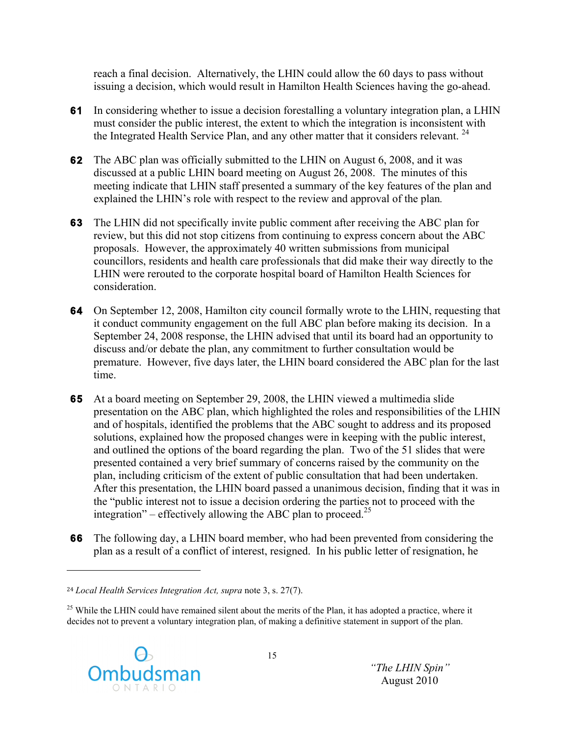reach a final decision. Alternatively, the LHIN could allow the 60 days to pass without issuing a decision, which would result in Hamilton Health Sciences having the go-ahead.

**61** In considering whether to issue a decision forestalling a voluntary integration plan, a LHIN must consider the public interest, the extent to which the integration is inconsistent with the Integrated Health Service Plan, and any other matter that it considers relevant. [24]

**62** The ABC plan was officially submitted to the LHIN on August 6, 2008, and it was discussed at a public LHIN board meeting on August 26, 2008. The minutes of this meeting indicate that LHIN staff presented a summary of the key features of the plan and explained the LHIN's role with respect to the review and approval of the plan.

**63** The LHIN did not specifically invite public comment after receiving the ABC plan for review, but this did not stop citizens from continuing to express concern about the ABC proposals. However, the approximately 40 written submissions from municipal councillors, residents and health care professionals that did make their way directly to the LHIN were rerouted to the corporate hospital board of Hamilton Health Sciences for consideration.

**64** On September 12, 2008, Hamilton city council formally wrote to the LHIN, requesting that it conduct community engagement on the full ABC plan before making its decision. In a September 24, 2008 response, the LHIN advised that until its board had an opportunity to discuss and/or debate the plan, any commitment to further consultation would be premature. However, five days later, the LHIN board considered the ABC plan for the last time.

**65** At a board meeting on September 29, 2008, the LHIN viewed a multimedia slide presentation on the ABC plan, which highlighted the roles and responsibilities of the LHIN and of hospitals, identified the problems that the ABC sought to address and its proposed solutions, explained how the proposed changes were in keeping with the public interest, and outlined the options of the board regarding the plan. Two of the 51 slides that were presented contained a very brief summary of concerns raised by the community on the plan, including criticism of the extent of public consultation that had been undertaken. After this presentation, the LHIN board passed a unanimous decision, finding that it was in the "public interest not to issue a decision ordering the parties not to proceed with the integration" – effectively allowing the ABC plan to proceed.[25]

**66** The following day, a LHIN board member, who had been prevented from considering the plan as a result of a conflict of interest, resigned. In his public letter of resignation, he

---

[24] *Local Health Services Integration Act, supra* note 3, s. 27(7).

[25] While the LHIN could have remained silent about the merits of the Plan, it has adopted a practice, where it decides not to prevent a voluntary integration plan, of making a definitive statement in support of the plan.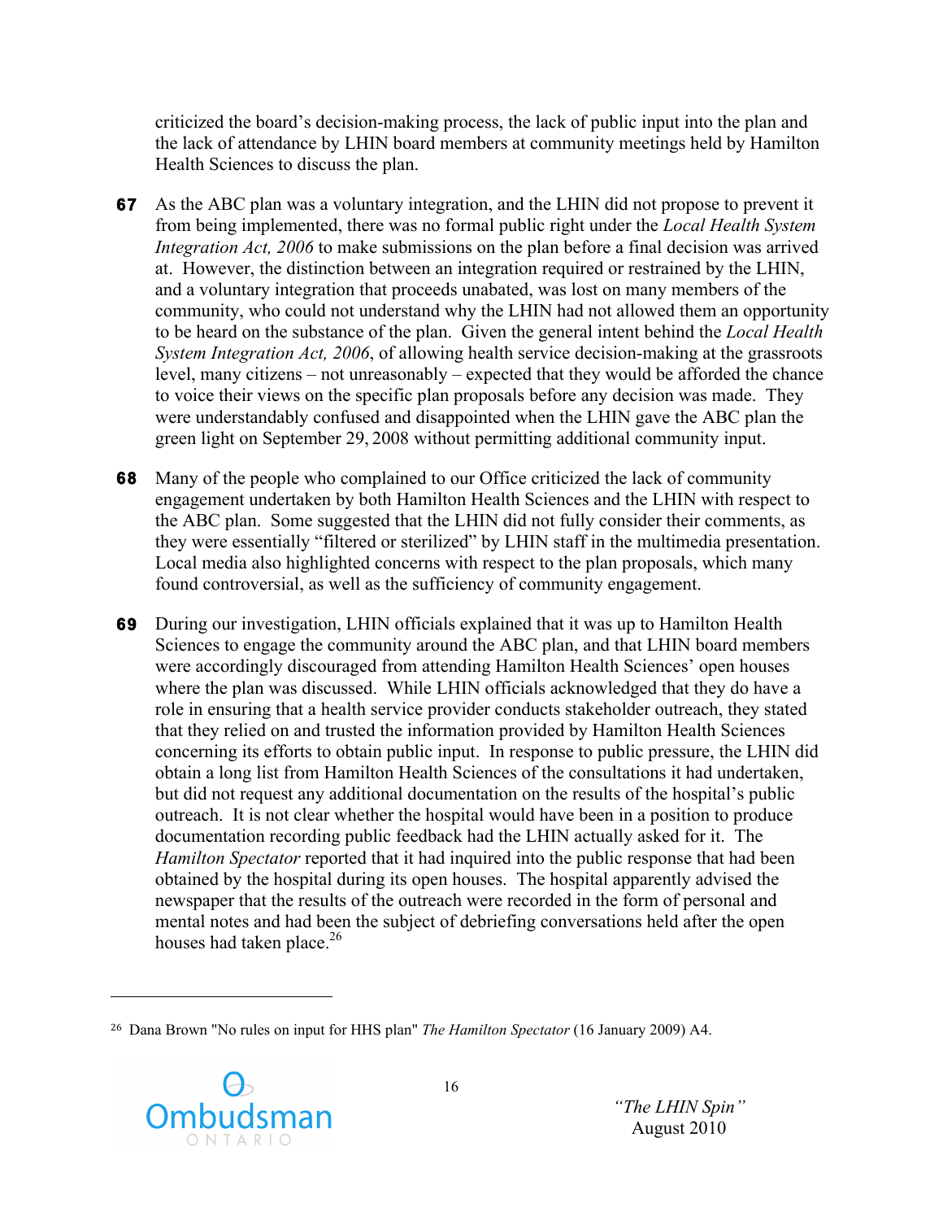criticized the board's decision-making process, the lack of public input into the plan and the lack of attendance by LHIN board members at community meetings held by Hamilton Health Sciences to discuss the plan.

**67** As the ABC plan was a voluntary integration, and the LHIN did not propose to prevent it from being implemented, there was no formal public right under the *Local Health System Integration Act, 2006* to make submissions on the plan before a final decision was arrived at. However, the distinction between an integration required or restrained by the LHIN, and a voluntary integration that proceeds unabated, was lost on many members of the community, who could not understand why the LHIN had not allowed them an opportunity to be heard on the substance of the plan. Given the general intent behind the *Local Health System Integration Act, 2006*, of allowing health service decision-making at the grassroots level, many citizens – not unreasonably – expected that they would be afforded the chance to voice their views on the specific plan proposals before any decision was made. They were understandably confused and disappointed when the LHIN gave the ABC plan the green light on September 29, 2008 without permitting additional community input.

**68** Many of the people who complained to our Office criticized the lack of community engagement undertaken by both Hamilton Health Sciences and the LHIN with respect to the ABC plan. Some suggested that the LHIN did not fully consider their comments, as they were essentially "filtered or sterilized" by LHIN staff in the multimedia presentation. Local media also highlighted concerns with respect to the plan proposals, which many found controversial, as well as the sufficiency of community engagement.

**69** During our investigation, LHIN officials explained that it was up to Hamilton Health Sciences to engage the community around the ABC plan, and that LHIN board members were accordingly discouraged from attending Hamilton Health Sciences' open houses where the plan was discussed. While LHIN officials acknowledged that they do have a role in ensuring that a health service provider conducts stakeholder outreach, they stated that they relied on and trusted the information provided by Hamilton Health Sciences concerning its efforts to obtain public input. In response to public pressure, the LHIN did obtain a long list from Hamilton Health Sciences of the consultations it had undertaken, but did not request any additional documentation on the results of the hospital's public outreach. It is not clear whether the hospital would have been in a position to produce documentation recording public feedback had the LHIN actually asked for it. The *Hamilton Spectator* reported that it had inquired into the public response that had been obtained by the hospital during its open houses. The hospital apparently advised the newspaper that the results of the outreach were recorded in the form of personal and mental notes and had been the subject of debriefing conversations held after the open houses had taken place.[26]

[26] Dana Brown "No rules on input for HHS plan" *The Hamilton Spectator* (16 January 2009) A4.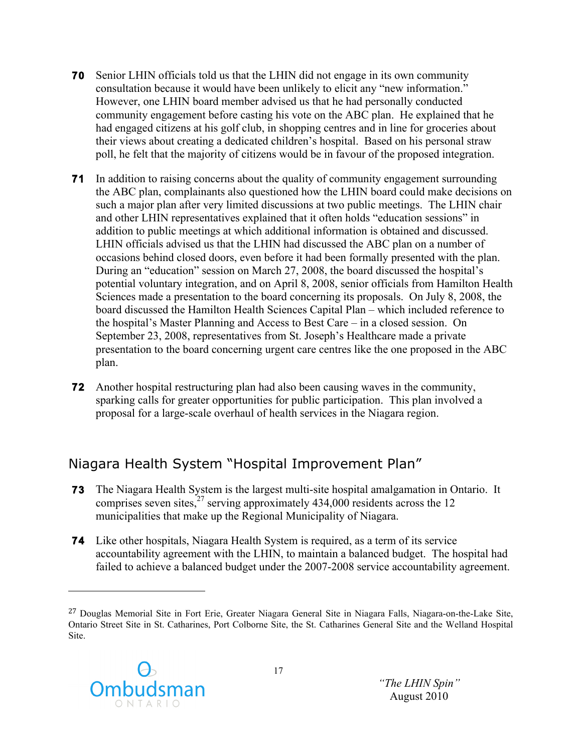**70** Senior LHIN officials told us that the LHIN did not engage in its own community consultation because it would have been unlikely to elicit any "new information." However, one LHIN board member advised us that he had personally conducted community engagement before casting his vote on the ABC plan. He explained that he had engaged citizens at his golf club, in shopping centres and in line for groceries about their views about creating a dedicated children's hospital. Based on his personal straw poll, he felt that the majority of citizens would be in favour of the proposed integration.

**71** In addition to raising concerns about the quality of community engagement surrounding the ABC plan, complainants also questioned how the LHIN board could make decisions on such a major plan after very limited discussions at two public meetings. The LHIN chair and other LHIN representatives explained that it often holds "education sessions" in addition to public meetings at which additional information is obtained and discussed. LHIN officials advised us that the LHIN had discussed the ABC plan on a number of occasions behind closed doors, even before it had been formally presented with the plan. During an "education" session on March 27, 2008, the board discussed the hospital's potential voluntary integration, and on April 8, 2008, senior officials from Hamilton Health Sciences made a presentation to the board concerning its proposals. On July 8, 2008, the board discussed the Hamilton Health Sciences Capital Plan – which included reference to the hospital's Master Planning and Access to Best Care – in a closed session. On September 23, 2008, representatives from St. Joseph's Healthcare made a private presentation to the board concerning urgent care centres like the one proposed in the ABC plan.

**72** Another hospital restructuring plan had also been causing waves in the community, sparking calls for greater opportunities for public participation. This plan involved a proposal for a large-scale overhaul of health services in the Niagara region.

## Niagara Health System "Hospital Improvement Plan"

**73** The Niagara Health System is the largest multi-site hospital amalgamation in Ontario. It comprises seven sites,[27] serving approximately 434,000 residents across the 12 municipalities that make up the Regional Municipality of Niagara.

**74** Like other hospitals, Niagara Health System is required, as a term of its service accountability agreement with the LHIN, to maintain a balanced budget. The hospital had failed to achieve a balanced budget under the 2007-2008 service accountability agreement.

---

[27] Douglas Memorial Site in Fort Erie, Greater Niagara General Site in Niagara Falls, Niagara-on-the-Lake Site, Ontario Street Site in St. Catharines, Port Colborne Site, the St. Catharines General Site and the Welland Hospital Site.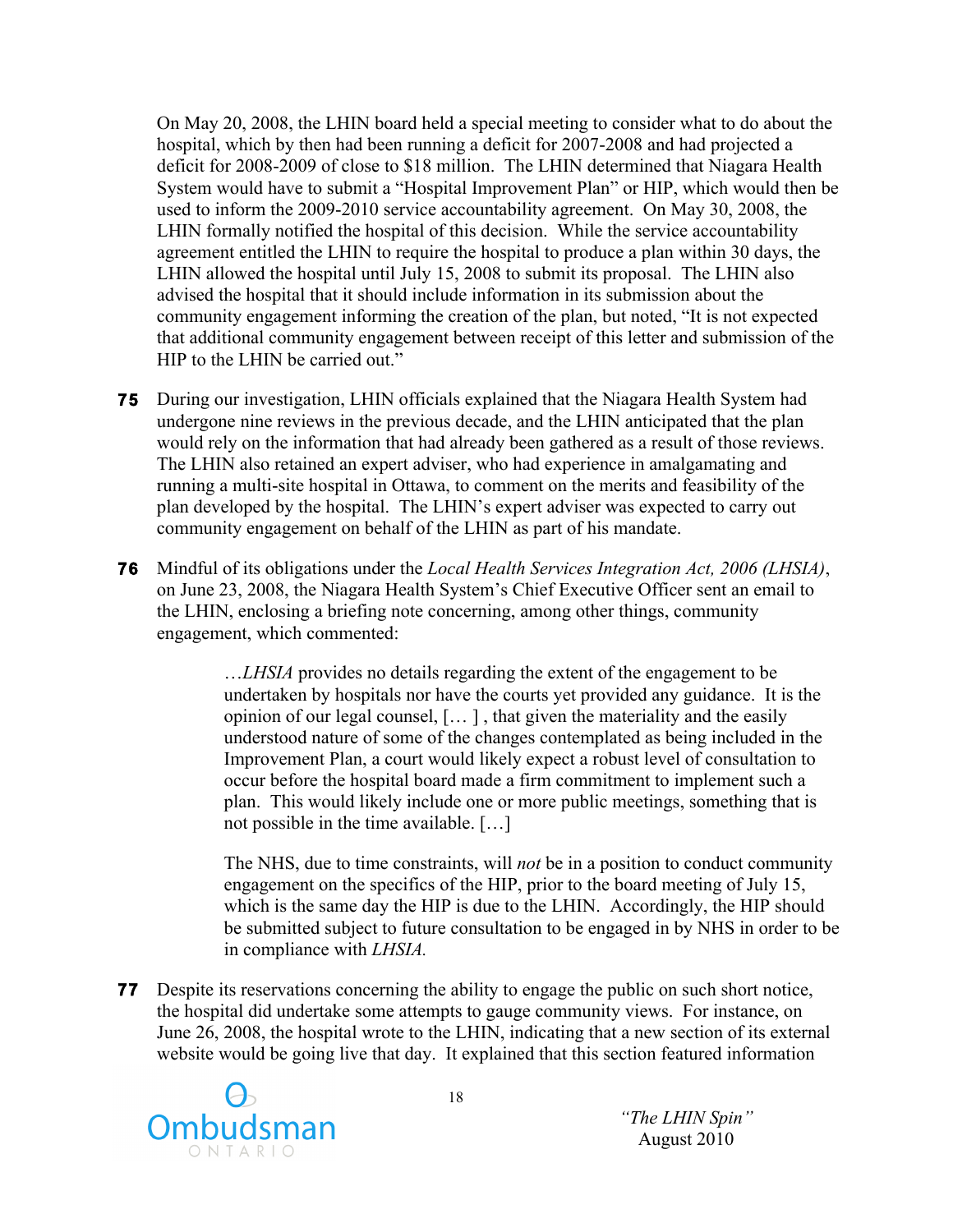On May 20, 2008, the LHIN board held a special meeting to consider what to do about the hospital, which by then had been running a deficit for 2007-2008 and had projected a deficit for 2008-2009 of close to $18 million. The LHIN determined that Niagara Health System would have to submit a "Hospital Improvement Plan" or HIP, which would then be used to inform the 2009-2010 service accountability agreement. On May 30, 2008, the LHIN formally notified the hospital of this decision. While the service accountability agreement entitled the LHIN to require the hospital to produce a plan within 30 days, the LHIN allowed the hospital until July 15, 2008 to submit its proposal. The LHIN also advised the hospital that it should include information in its submission about the community engagement informing the creation of the plan, but noted, "It is not expected that additional community engagement between receipt of this letter and submission of the HIP to the LHIN be carried out."

**75** During our investigation, LHIN officials explained that the Niagara Health System had undergone nine reviews in the previous decade, and the LHIN anticipated that the plan would rely on the information that had already been gathered as a result of those reviews. The LHIN also retained an expert adviser, who had experience in amalgamating and running a multi-site hospital in Ottawa, to comment on the merits and feasibility of the plan developed by the hospital. The LHIN's expert adviser was expected to carry out community engagement on behalf of the LHIN as part of his mandate.

**76** Mindful of its obligations under the *Local Health Services Integration Act, 2006 (LHSIA)*, on June 23, 2008, the Niagara Health System's Chief Executive Officer sent an email to the LHIN, enclosing a briefing note concerning, among other things, community engagement, which commented:

> …*LHSIA* provides no details regarding the extent of the engagement to be undertaken by hospitals nor have the courts yet provided any guidance. It is the opinion of our legal counsel, [… ] , that given the materiality and the easily understood nature of some of the changes contemplated as being included in the Improvement Plan, a court would likely expect a robust level of consultation to occur before the hospital board made a firm commitment to implement such a plan. This would likely include one or more public meetings, something that is not possible in the time available. […]
>
> The NHS, due to time constraints, will *not* be in a position to conduct community engagement on the specifics of the HIP, prior to the board meeting of July 15, which is the same day the HIP is due to the LHIN. Accordingly, the HIP should be submitted subject to future consultation to be engaged in by NHS in order to be in compliance with *LHSIA.*

**77** Despite its reservations concerning the ability to engage the public on such short notice, the hospital did undertake some attempts to gauge community views. For instance, on June 26, 2008, the hospital wrote to the LHIN, indicating that a new section of its external website would be going live that day. It explained that this section featured information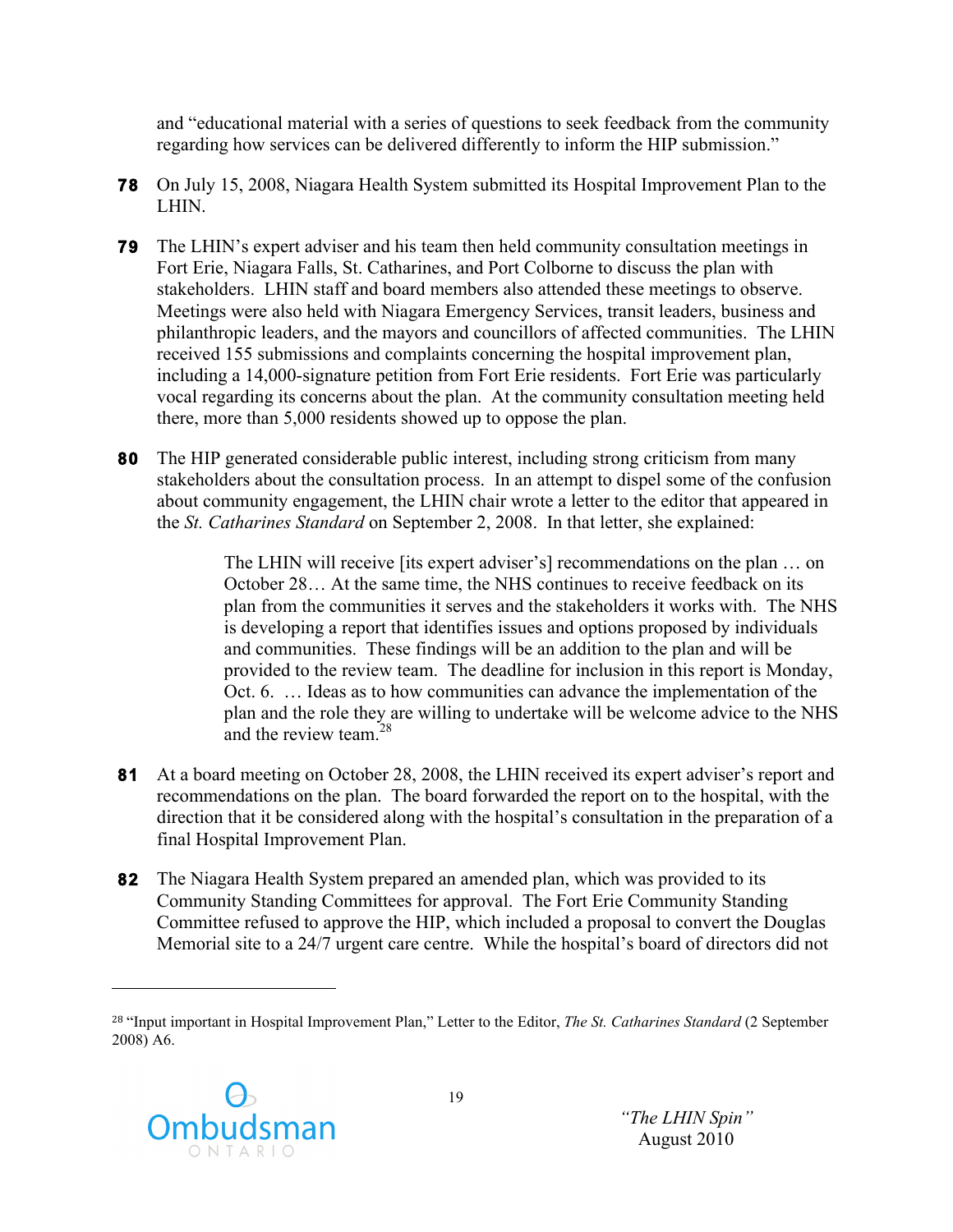and "educational material with a series of questions to seek feedback from the community regarding how services can be delivered differently to inform the HIP submission."

**78** On July 15, 2008, Niagara Health System submitted its Hospital Improvement Plan to the LHIN.

**79** The LHIN's expert adviser and his team then held community consultation meetings in Fort Erie, Niagara Falls, St. Catharines, and Port Colborne to discuss the plan with stakeholders. LHIN staff and board members also attended these meetings to observe. Meetings were also held with Niagara Emergency Services, transit leaders, business and philanthropic leaders, and the mayors and councillors of affected communities. The LHIN received 155 submissions and complaints concerning the hospital improvement plan, including a 14,000-signature petition from Fort Erie residents. Fort Erie was particularly vocal regarding its concerns about the plan. At the community consultation meeting held there, more than 5,000 residents showed up to oppose the plan.

**80** The HIP generated considerable public interest, including strong criticism from many stakeholders about the consultation process. In an attempt to dispel some of the confusion about community engagement, the LHIN chair wrote a letter to the editor that appeared in the *St. Catharines Standard* on September 2, 2008. In that letter, she explained:

> The LHIN will receive [its expert adviser's] recommendations on the plan … on October 28… At the same time, the NHS continues to receive feedback on its plan from the communities it serves and the stakeholders it works with. The NHS is developing a report that identifies issues and options proposed by individuals and communities. These findings will be an addition to the plan and will be provided to the review team. The deadline for inclusion in this report is Monday, Oct. 6. … Ideas as to how communities can advance the implementation of the plan and the role they are willing to undertake will be welcome advice to the NHS and the review team.[28]

**81** At a board meeting on October 28, 2008, the LHIN received its expert adviser's report and recommendations on the plan. The board forwarded the report on to the hospital, with the direction that it be considered along with the hospital's consultation in the preparation of a final Hospital Improvement Plan.

**82** The Niagara Health System prepared an amended plan, which was provided to its Community Standing Committees for approval. The Fort Erie Community Standing Committee refused to approve the HIP, which included a proposal to convert the Douglas Memorial site to a 24/7 urgent care centre. While the hospital's board of directors did not

---

[28] "Input important in Hospital Improvement Plan," Letter to the Editor, *The St. Catharines Standard* (2 September 2008) A6.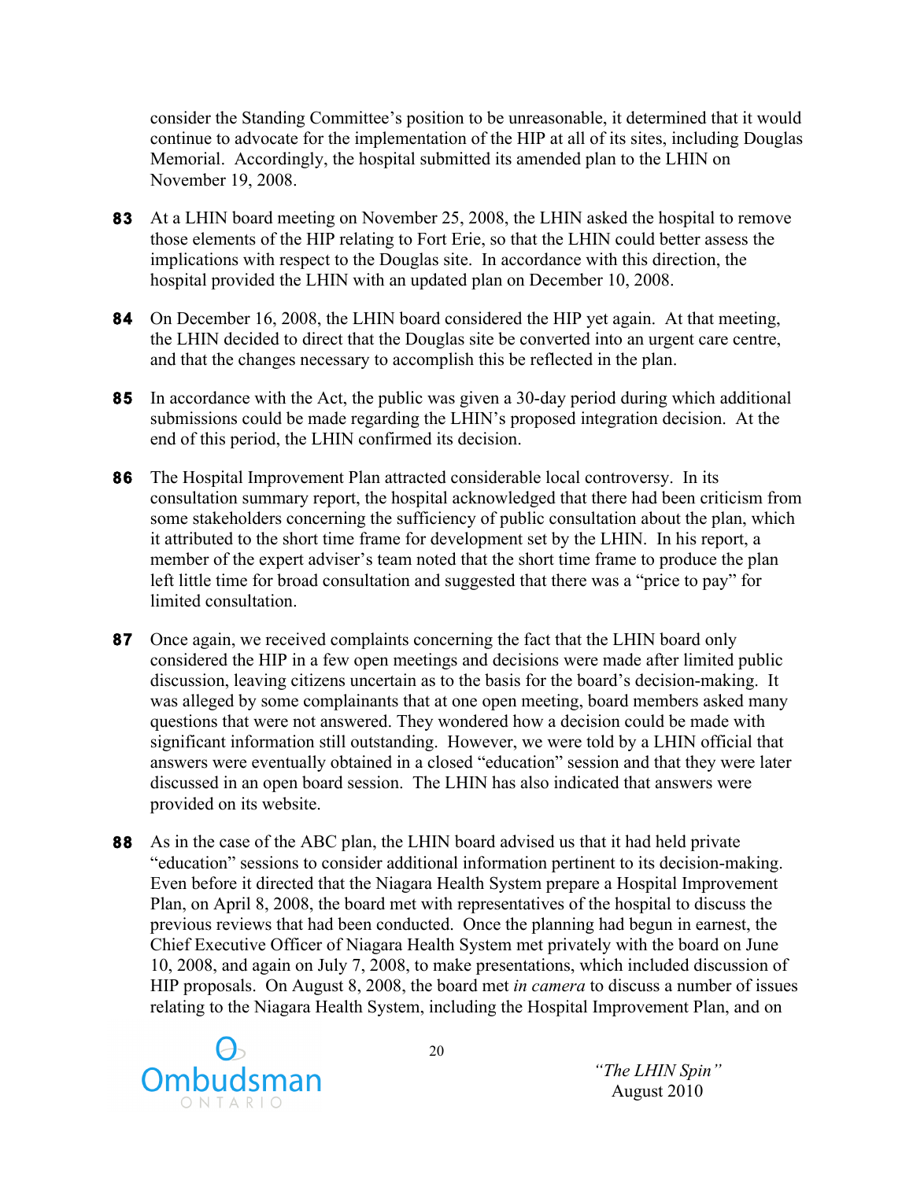consider the Standing Committee's position to be unreasonable, it determined that it would continue to advocate for the implementation of the HIP at all of its sites, including Douglas Memorial. Accordingly, the hospital submitted its amended plan to the LHIN on November 19, 2008.

**83** At a LHIN board meeting on November 25, 2008, the LHIN asked the hospital to remove those elements of the HIP relating to Fort Erie, so that the LHIN could better assess the implications with respect to the Douglas site. In accordance with this direction, the hospital provided the LHIN with an updated plan on December 10, 2008.

**84** On December 16, 2008, the LHIN board considered the HIP yet again. At that meeting, the LHIN decided to direct that the Douglas site be converted into an urgent care centre, and that the changes necessary to accomplish this be reflected in the plan.

**85** In accordance with the Act, the public was given a 30-day period during which additional submissions could be made regarding the LHIN's proposed integration decision. At the end of this period, the LHIN confirmed its decision.

**86** The Hospital Improvement Plan attracted considerable local controversy. In its consultation summary report, the hospital acknowledged that there had been criticism from some stakeholders concerning the sufficiency of public consultation about the plan, which it attributed to the short time frame for development set by the LHIN. In his report, a member of the expert adviser's team noted that the short time frame to produce the plan left little time for broad consultation and suggested that there was a "price to pay" for limited consultation.

**87** Once again, we received complaints concerning the fact that the LHIN board only considered the HIP in a few open meetings and decisions were made after limited public discussion, leaving citizens uncertain as to the basis for the board's decision-making. It was alleged by some complainants that at one open meeting, board members asked many questions that were not answered. They wondered how a decision could be made with significant information still outstanding. However, we were told by a LHIN official that answers were eventually obtained in a closed "education" session and that they were later discussed in an open board session. The LHIN has also indicated that answers were provided on its website.

**88** As in the case of the ABC plan, the LHIN board advised us that it had held private "education" sessions to consider additional information pertinent to its decision-making. Even before it directed that the Niagara Health System prepare a Hospital Improvement Plan, on April 8, 2008, the board met with representatives of the hospital to discuss the previous reviews that had been conducted. Once the planning had begun in earnest, the Chief Executive Officer of Niagara Health System met privately with the board on June 10, 2008, and again on July 7, 2008, to make presentations, which included discussion of HIP proposals. On August 8, 2008, the board met *in camera* to discuss a number of issues relating to the Niagara Health System, including the Hospital Improvement Plan, and on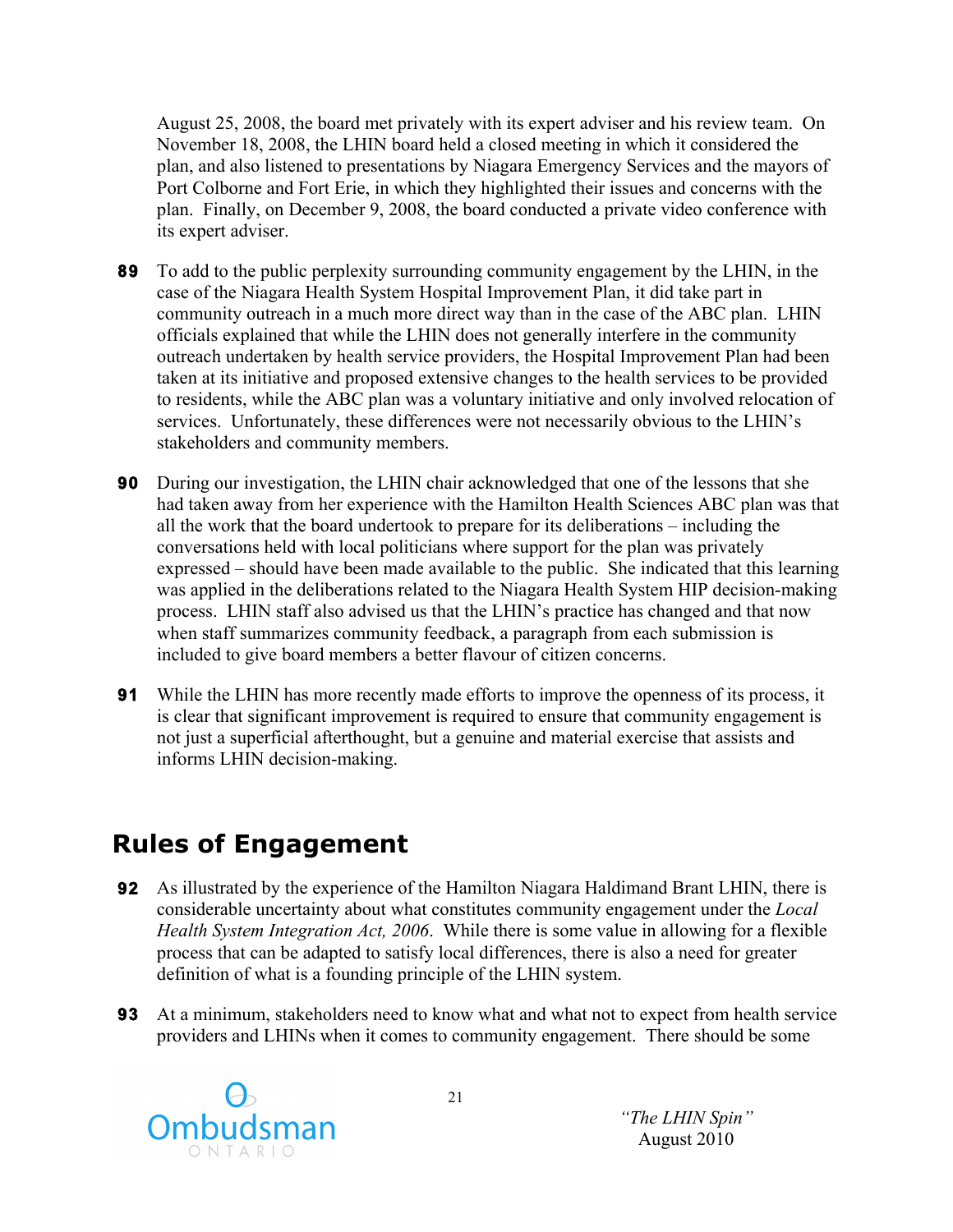August 25, 2008, the board met privately with its expert adviser and his review team. On November 18, 2008, the LHIN board held a closed meeting in which it considered the plan, and also listened to presentations by Niagara Emergency Services and the mayors of Port Colborne and Fort Erie, in which they highlighted their issues and concerns with the plan. Finally, on December 9, 2008, the board conducted a private video conference with its expert adviser.

**89** To add to the public perplexity surrounding community engagement by the LHIN, in the case of the Niagara Health System Hospital Improvement Plan, it did take part in community outreach in a much more direct way than in the case of the ABC plan. LHIN officials explained that while the LHIN does not generally interfere in the community outreach undertaken by health service providers, the Hospital Improvement Plan had been taken at its initiative and proposed extensive changes to the health services to be provided to residents, while the ABC plan was a voluntary initiative and only involved relocation of services. Unfortunately, these differences were not necessarily obvious to the LHIN's stakeholders and community members.

**90** During our investigation, the LHIN chair acknowledged that one of the lessons that she had taken away from her experience with the Hamilton Health Sciences ABC plan was that all the work that the board undertook to prepare for its deliberations – including the conversations held with local politicians where support for the plan was privately expressed – should have been made available to the public. She indicated that this learning was applied in the deliberations related to the Niagara Health System HIP decision-making process. LHIN staff also advised us that the LHIN's practice has changed and that now when staff summarizes community feedback, a paragraph from each submission is included to give board members a better flavour of citizen concerns.

**91** While the LHIN has more recently made efforts to improve the openness of its process, it is clear that significant improvement is required to ensure that community engagement is not just a superficial afterthought, but a genuine and material exercise that assists and informs LHIN decision-making.

## Rules of Engagement

**92** As illustrated by the experience of the Hamilton Niagara Haldimand Brant LHIN, there is considerable uncertainty about what constitutes community engagement under the *Local Health System Integration Act, 2006*. While there is some value in allowing for a flexible process that can be adapted to satisfy local differences, there is also a need for greater definition of what is a founding principle of the LHIN system.

**93** At a minimum, stakeholders need to know what and what not to expect from health service providers and LHINs when it comes to community engagement. There should be some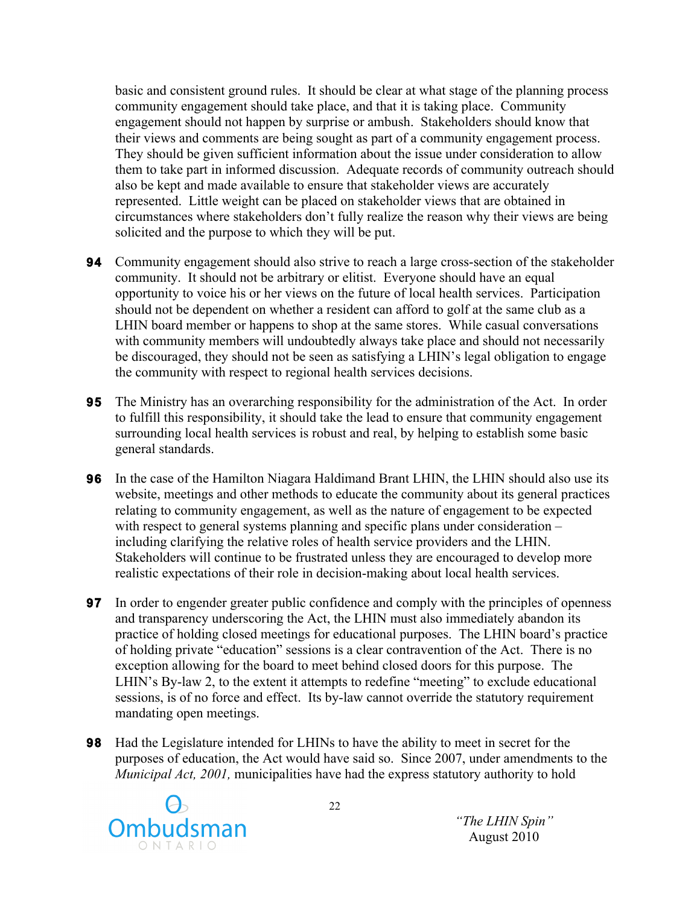basic and consistent ground rules. It should be clear at what stage of the planning process community engagement should take place, and that it is taking place. Community engagement should not happen by surprise or ambush. Stakeholders should know that their views and comments are being sought as part of a community engagement process. They should be given sufficient information about the issue under consideration to allow them to take part in informed discussion. Adequate records of community outreach should also be kept and made available to ensure that stakeholder views are accurately represented. Little weight can be placed on stakeholder views that are obtained in circumstances where stakeholders don't fully realize the reason why their views are being solicited and the purpose to which they will be put.

**94** Community engagement should also strive to reach a large cross-section of the stakeholder community. It should not be arbitrary or elitist. Everyone should have an equal opportunity to voice his or her views on the future of local health services. Participation should not be dependent on whether a resident can afford to golf at the same club as a LHIN board member or happens to shop at the same stores. While casual conversations with community members will undoubtedly always take place and should not necessarily be discouraged, they should not be seen as satisfying a LHIN's legal obligation to engage the community with respect to regional health services decisions.

**95** The Ministry has an overarching responsibility for the administration of the Act. In order to fulfill this responsibility, it should take the lead to ensure that community engagement surrounding local health services is robust and real, by helping to establish some basic general standards.

**96** In the case of the Hamilton Niagara Haldimand Brant LHIN, the LHIN should also use its website, meetings and other methods to educate the community about its general practices relating to community engagement, as well as the nature of engagement to be expected with respect to general systems planning and specific plans under consideration – including clarifying the relative roles of health service providers and the LHIN. Stakeholders will continue to be frustrated unless they are encouraged to develop more realistic expectations of their role in decision-making about local health services.

**97** In order to engender greater public confidence and comply with the principles of openness and transparency underscoring the Act, the LHIN must also immediately abandon its practice of holding closed meetings for educational purposes. The LHIN board's practice of holding private "education" sessions is a clear contravention of the Act. There is no exception allowing for the board to meet behind closed doors for this purpose. The LHIN's By-law 2, to the extent it attempts to redefine "meeting" to exclude educational sessions, is of no force and effect. Its by-law cannot override the statutory requirement mandating open meetings.

**98** Had the Legislature intended for LHINs to have the ability to meet in secret for the purposes of education, the Act would have said so. Since 2007, under amendments to the *Municipal Act, 2001,* municipalities have had the express statutory authority to hold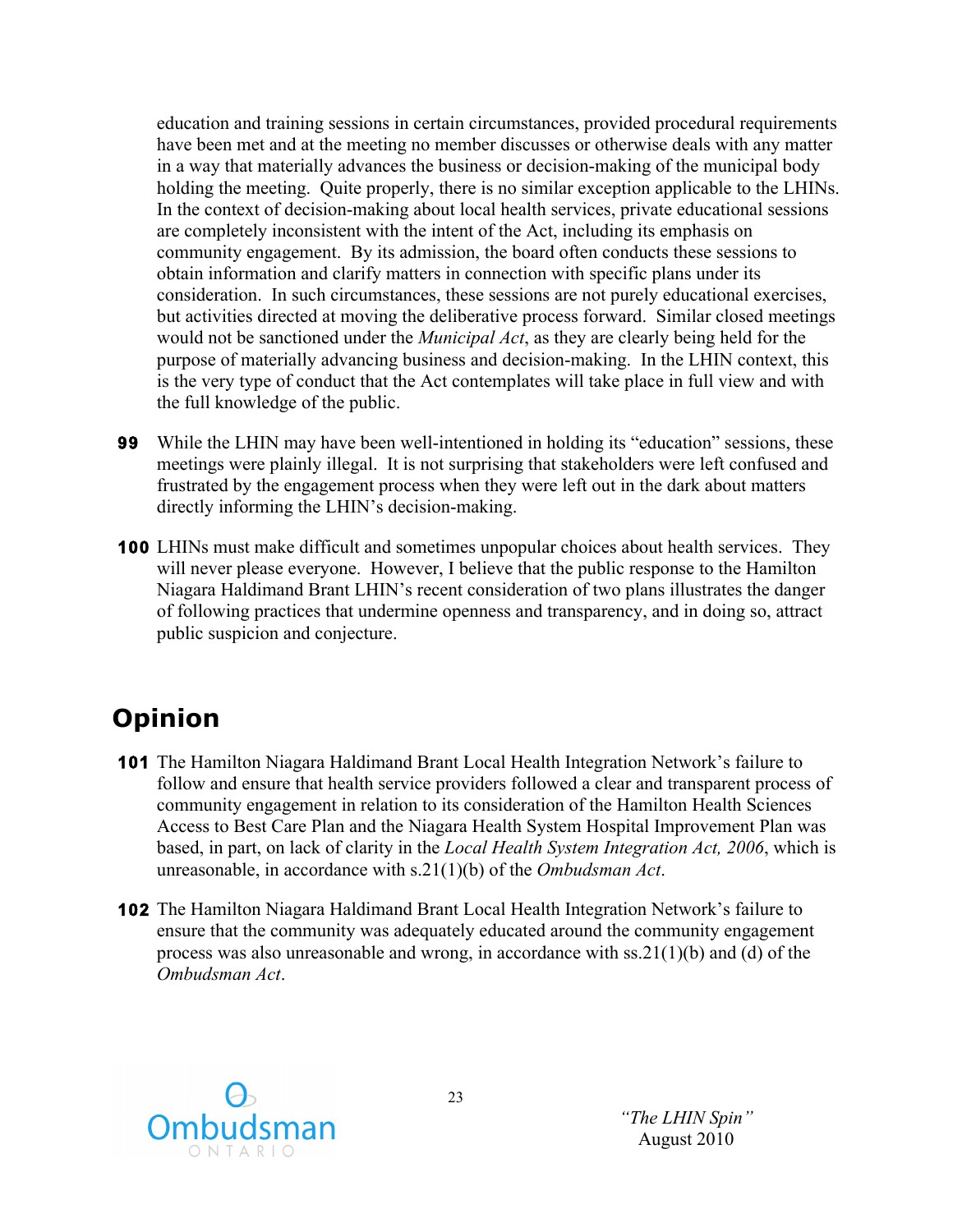education and training sessions in certain circumstances, provided procedural requirements have been met and at the meeting no member discusses or otherwise deals with any matter in a way that materially advances the business or decision-making of the municipal body holding the meeting. Quite properly, there is no similar exception applicable to the LHINs. In the context of decision-making about local health services, private educational sessions are completely inconsistent with the intent of the Act, including its emphasis on community engagement. By its admission, the board often conducts these sessions to obtain information and clarify matters in connection with specific plans under its consideration. In such circumstances, these sessions are not purely educational exercises, but activities directed at moving the deliberative process forward. Similar closed meetings would not be sanctioned under the *Municipal Act*, as they are clearly being held for the purpose of materially advancing business and decision-making. In the LHIN context, this is the very type of conduct that the Act contemplates will take place in full view and with the full knowledge of the public.

**99** While the LHIN may have been well-intentioned in holding its "education" sessions, these meetings were plainly illegal. It is not surprising that stakeholders were left confused and frustrated by the engagement process when they were left out in the dark about matters directly informing the LHIN's decision-making.

**100** LHINs must make difficult and sometimes unpopular choices about health services. They will never please everyone. However, I believe that the public response to the Hamilton Niagara Haldimand Brant LHIN's recent consideration of two plans illustrates the danger of following practices that undermine openness and transparency, and in doing so, attract public suspicion and conjecture.

## Opinion

**101** The Hamilton Niagara Haldimand Brant Local Health Integration Network's failure to follow and ensure that health service providers followed a clear and transparent process of community engagement in relation to its consideration of the Hamilton Health Sciences Access to Best Care Plan and the Niagara Health System Hospital Improvement Plan was based, in part, on lack of clarity in the *Local Health System Integration Act, 2006*, which is unreasonable, in accordance with s.21(1)(b) of the *Ombudsman Act*.

**102** The Hamilton Niagara Haldimand Brant Local Health Integration Network's failure to ensure that the community was adequately educated around the community engagement process was also unreasonable and wrong, in accordance with ss.21(1)(b) and (d) of the *Ombudsman Act*.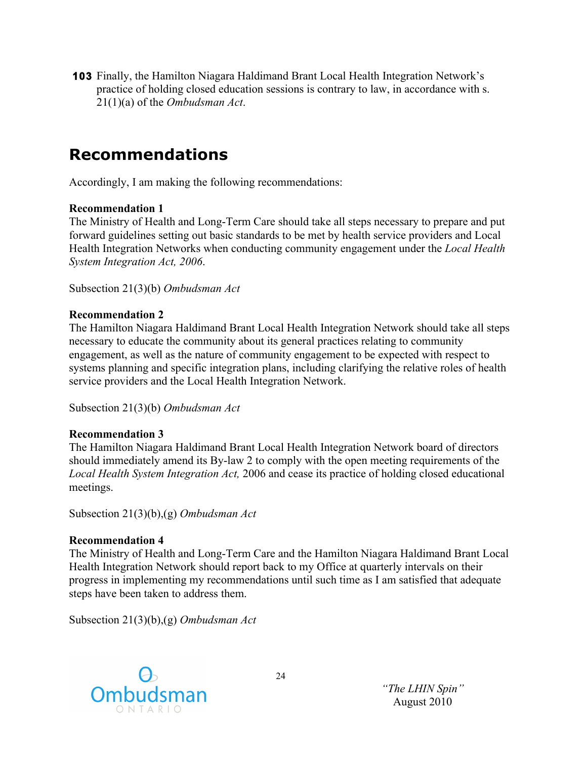**103** Finally, the Hamilton Niagara Haldimand Brant Local Health Integration Network's practice of holding closed education sessions is contrary to law, in accordance with s. 21(1)(a) of the *Ombudsman Act*.

## Recommendations

Accordingly, I am making the following recommendations:

**Recommendation 1**
The Ministry of Health and Long-Term Care should take all steps necessary to prepare and put forward guidelines setting out basic standards to be met by health service providers and Local Health Integration Networks when conducting community engagement under the *Local Health System Integration Act, 2006*.

Subsection 21(3)(b) *Ombudsman Act*

**Recommendation 2**
The Hamilton Niagara Haldimand Brant Local Health Integration Network should take all steps necessary to educate the community about its general practices relating to community engagement, as well as the nature of community engagement to be expected with respect to systems planning and specific integration plans, including clarifying the relative roles of health service providers and the Local Health Integration Network.

Subsection 21(3)(b) *Ombudsman Act*

**Recommendation 3**
The Hamilton Niagara Haldimand Brant Local Health Integration Network board of directors should immediately amend its By-law 2 to comply with the open meeting requirements of the *Local Health System Integration Act,* 2006 and cease its practice of holding closed educational meetings.

Subsection 21(3)(b),(g) *Ombudsman Act*

**Recommendation 4**
The Ministry of Health and Long-Term Care and the Hamilton Niagara Haldimand Brant Local Health Integration Network should report back to my Office at quarterly intervals on their progress in implementing my recommendations until such time as I am satisfied that adequate steps have been taken to address them.

Subsection 21(3)(b),(g) *Ombudsman Act*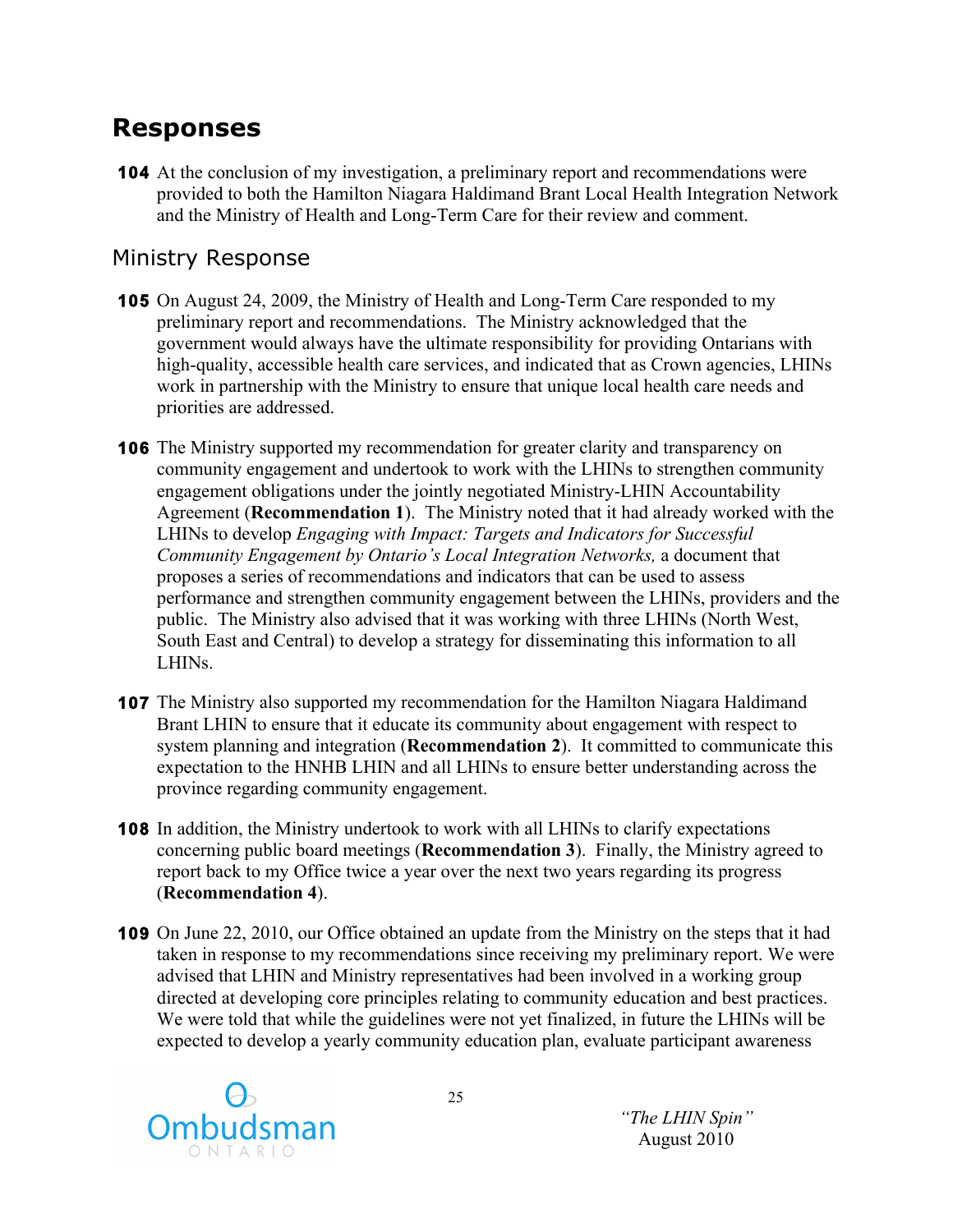# Responses

**104** At the conclusion of my investigation, a preliminary report and recommendations were provided to both the Hamilton Niagara Haldimand Brant Local Health Integration Network and the Ministry of Health and Long-Term Care for their review and comment.

## Ministry Response

**105** On August 24, 2009, the Ministry of Health and Long-Term Care responded to my preliminary report and recommendations. The Ministry acknowledged that the government would always have the ultimate responsibility for providing Ontarians with high-quality, accessible health care services, and indicated that as Crown agencies, LHINs work in partnership with the Ministry to ensure that unique local health care needs and priorities are addressed.

**106** The Ministry supported my recommendation for greater clarity and transparency on community engagement and undertook to work with the LHINs to strengthen community engagement obligations under the jointly negotiated Ministry-LHIN Accountability Agreement (**Recommendation 1**). The Ministry noted that it had already worked with the LHINs to develop *Engaging with Impact: Targets and Indicators for Successful Community Engagement by Ontario's Local Integration Networks,* a document that proposes a series of recommendations and indicators that can be used to assess performance and strengthen community engagement between the LHINs, providers and the public. The Ministry also advised that it was working with three LHINs (North West, South East and Central) to develop a strategy for disseminating this information to all LHINs.

**107** The Ministry also supported my recommendation for the Hamilton Niagara Haldimand Brant LHIN to ensure that it educate its community about engagement with respect to system planning and integration (**Recommendation 2**). It committed to communicate this expectation to the HNHB LHIN and all LHINs to ensure better understanding across the province regarding community engagement.

**108** In addition, the Ministry undertook to work with all LHINs to clarify expectations concerning public board meetings (**Recommendation 3**). Finally, the Ministry agreed to report back to my Office twice a year over the next two years regarding its progress (**Recommendation 4**).

**109** On June 22, 2010, our Office obtained an update from the Ministry on the steps that it had taken in response to my recommendations since receiving my preliminary report. We were advised that LHIN and Ministry representatives had been involved in a working group directed at developing core principles relating to community education and best practices. We were told that while the guidelines were not yet finalized, in future the LHINs will be expected to develop a yearly community education plan, evaluate participant awareness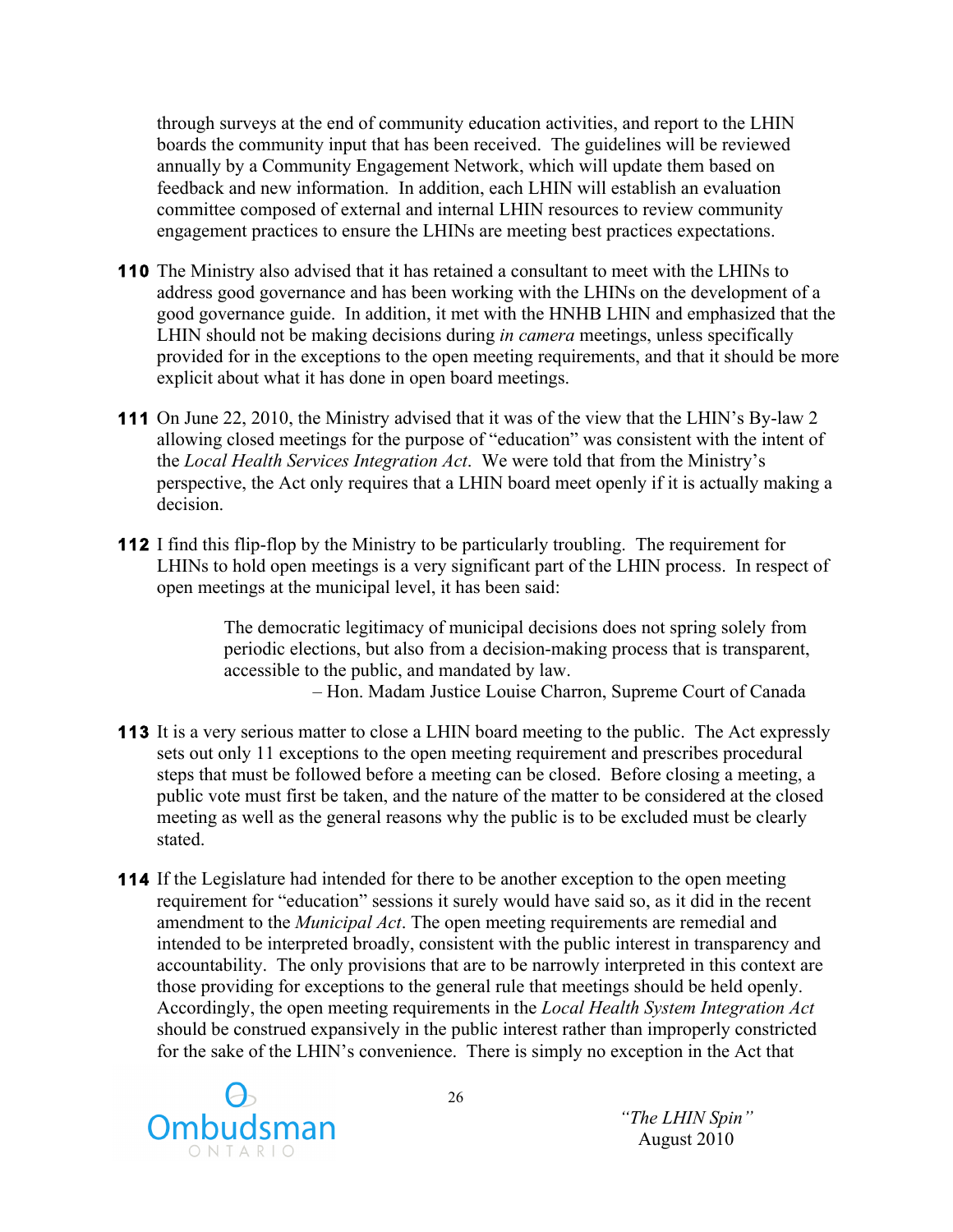through surveys at the end of community education activities, and report to the LHIN boards the community input that has been received. The guidelines will be reviewed annually by a Community Engagement Network, which will update them based on feedback and new information. In addition, each LHIN will establish an evaluation committee composed of external and internal LHIN resources to review community engagement practices to ensure the LHINs are meeting best practices expectations.

**110** The Ministry also advised that it has retained a consultant to meet with the LHINs to address good governance and has been working with the LHINs on the development of a good governance guide. In addition, it met with the HNHB LHIN and emphasized that the LHIN should not be making decisions during *in camera* meetings, unless specifically provided for in the exceptions to the open meeting requirements, and that it should be more explicit about what it has done in open board meetings.

**111** On June 22, 2010, the Ministry advised that it was of the view that the LHIN's By-law 2 allowing closed meetings for the purpose of "education" was consistent with the intent of the *Local Health Services Integration Act*. We were told that from the Ministry's perspective, the Act only requires that a LHIN board meet openly if it is actually making a decision.

**112** I find this flip-flop by the Ministry to be particularly troubling. The requirement for LHINs to hold open meetings is a very significant part of the LHIN process. In respect of open meetings at the municipal level, it has been said:

> The democratic legitimacy of municipal decisions does not spring solely from periodic elections, but also from a decision-making process that is transparent, accessible to the public, and mandated by law.
>
> – Hon. Madam Justice Louise Charron, Supreme Court of Canada

**113** It is a very serious matter to close a LHIN board meeting to the public. The Act expressly sets out only 11 exceptions to the open meeting requirement and prescribes procedural steps that must be followed before a meeting can be closed. Before closing a meeting, a public vote must first be taken, and the nature of the matter to be considered at the closed meeting as well as the general reasons why the public is to be excluded must be clearly stated.

**114** If the Legislature had intended for there to be another exception to the open meeting requirement for "education" sessions it surely would have said so, as it did in the recent amendment to the *Municipal Act*. The open meeting requirements are remedial and intended to be interpreted broadly, consistent with the public interest in transparency and accountability. The only provisions that are to be narrowly interpreted in this context are those providing for exceptions to the general rule that meetings should be held openly. Accordingly, the open meeting requirements in the *Local Health System Integration Act* should be construed expansively in the public interest rather than improperly constricted for the sake of the LHIN's convenience. There is simply no exception in the Act that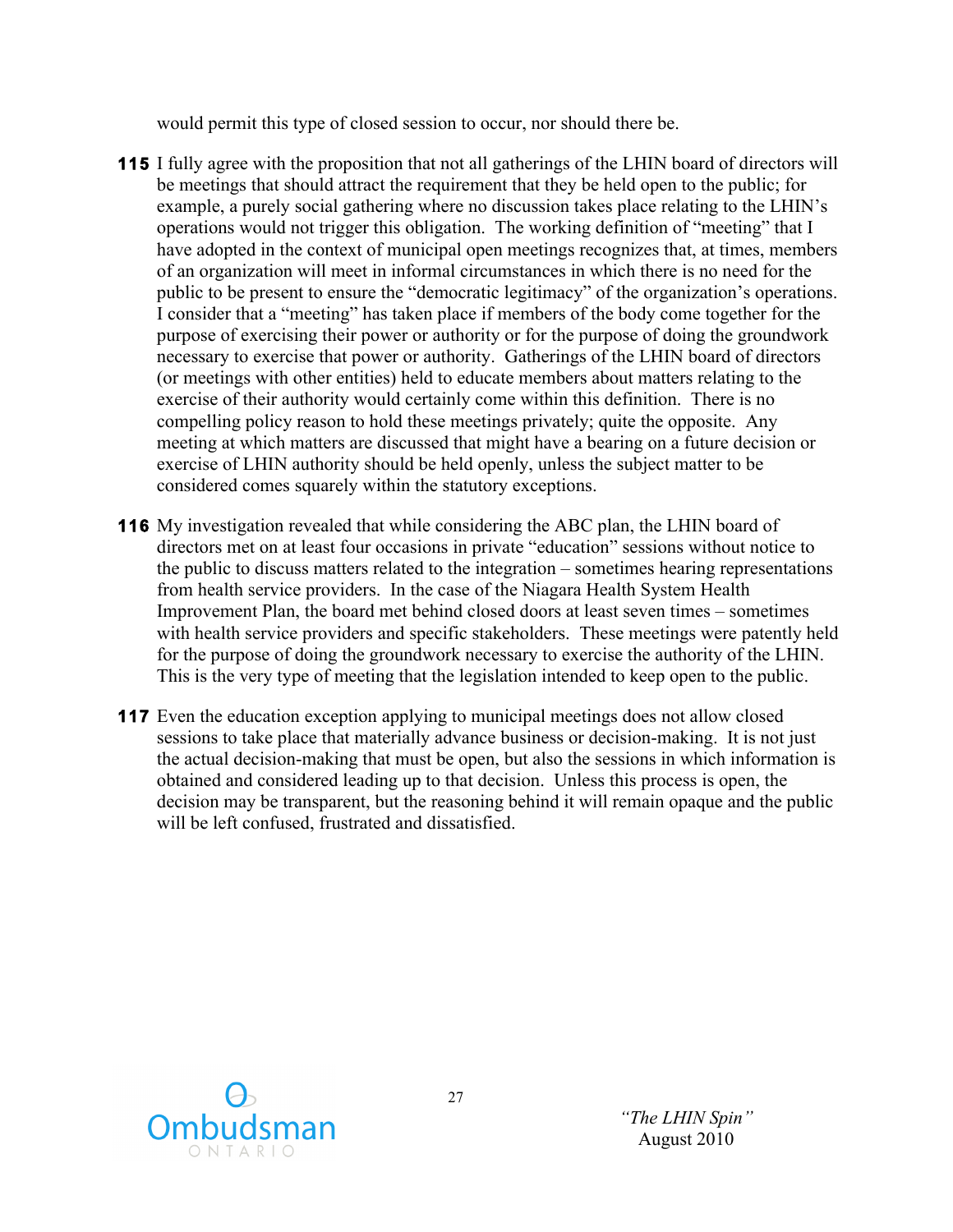would permit this type of closed session to occur, nor should there be.

**115** I fully agree with the proposition that not all gatherings of the LHIN board of directors will be meetings that should attract the requirement that they be held open to the public; for example, a purely social gathering where no discussion takes place relating to the LHIN's operations would not trigger this obligation. The working definition of "meeting" that I have adopted in the context of municipal open meetings recognizes that, at times, members of an organization will meet in informal circumstances in which there is no need for the public to be present to ensure the "democratic legitimacy" of the organization's operations. I consider that a "meeting" has taken place if members of the body come together for the purpose of exercising their power or authority or for the purpose of doing the groundwork necessary to exercise that power or authority. Gatherings of the LHIN board of directors (or meetings with other entities) held to educate members about matters relating to the exercise of their authority would certainly come within this definition. There is no compelling policy reason to hold these meetings privately; quite the opposite. Any meeting at which matters are discussed that might have a bearing on a future decision or exercise of LHIN authority should be held openly, unless the subject matter to be considered comes squarely within the statutory exceptions.

**116** My investigation revealed that while considering the ABC plan, the LHIN board of directors met on at least four occasions in private "education" sessions without notice to the public to discuss matters related to the integration – sometimes hearing representations from health service providers. In the case of the Niagara Health System Health Improvement Plan, the board met behind closed doors at least seven times – sometimes with health service providers and specific stakeholders. These meetings were patently held for the purpose of doing the groundwork necessary to exercise the authority of the LHIN. This is the very type of meeting that the legislation intended to keep open to the public.

**117** Even the education exception applying to municipal meetings does not allow closed sessions to take place that materially advance business or decision-making. It is not just the actual decision-making that must be open, but also the sessions in which information is obtained and considered leading up to that decision. Unless this process is open, the decision may be transparent, but the reasoning behind it will remain opaque and the public will be left confused, frustrated and dissatisfied.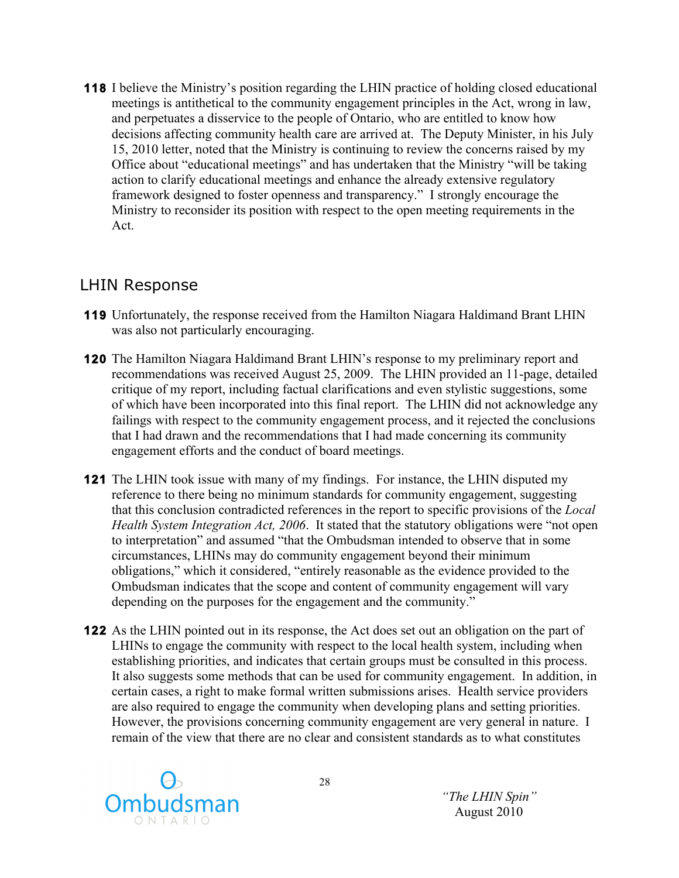**118** I believe the Ministry's position regarding the LHIN practice of holding closed educational meetings is antithetical to the community engagement principles in the Act, wrong in law, and perpetuates a disservice to the people of Ontario, who are entitled to know how decisions affecting community health care are arrived at. The Deputy Minister, in his July 15, 2010 letter, noted that the Ministry is continuing to review the concerns raised by my Office about "educational meetings" and has undertaken that the Ministry "will be taking action to clarify educational meetings and enhance the already extensive regulatory framework designed to foster openness and transparency." I strongly encourage the Ministry to reconsider its position with respect to the open meeting requirements in the Act.

## LHIN Response

**119** Unfortunately, the response received from the Hamilton Niagara Haldimand Brant LHIN was also not particularly encouraging.

**120** The Hamilton Niagara Haldimand Brant LHIN's response to my preliminary report and recommendations was received August 25, 2009. The LHIN provided an 11-page, detailed critique of my report, including factual clarifications and even stylistic suggestions, some of which have been incorporated into this final report. The LHIN did not acknowledge any failings with respect to the community engagement process, and it rejected the conclusions that I had drawn and the recommendations that I had made concerning its community engagement efforts and the conduct of board meetings.

**121** The LHIN took issue with many of my findings. For instance, the LHIN disputed my reference to there being no minimum standards for community engagement, suggesting that this conclusion contradicted references in the report to specific provisions of the *Local Health System Integration Act, 2006*. It stated that the statutory obligations were "not open to interpretation" and assumed "that the Ombudsman intended to observe that in some circumstances, LHINs may do community engagement beyond their minimum obligations," which it considered, "entirely reasonable as the evidence provided to the Ombudsman indicates that the scope and content of community engagement will vary depending on the purposes for the engagement and the community."

**122** As the LHIN pointed out in its response, the Act does set out an obligation on the part of LHINs to engage the community with respect to the local health system, including when establishing priorities, and indicates that certain groups must be consulted in this process. It also suggests some methods that can be used for community engagement. In addition, in certain cases, a right to make formal written submissions arises. Health service providers are also required to engage the community when developing plans and setting priorities. However, the provisions concerning community engagement are very general in nature. I remain of the view that there are no clear and consistent standards as to what constitutes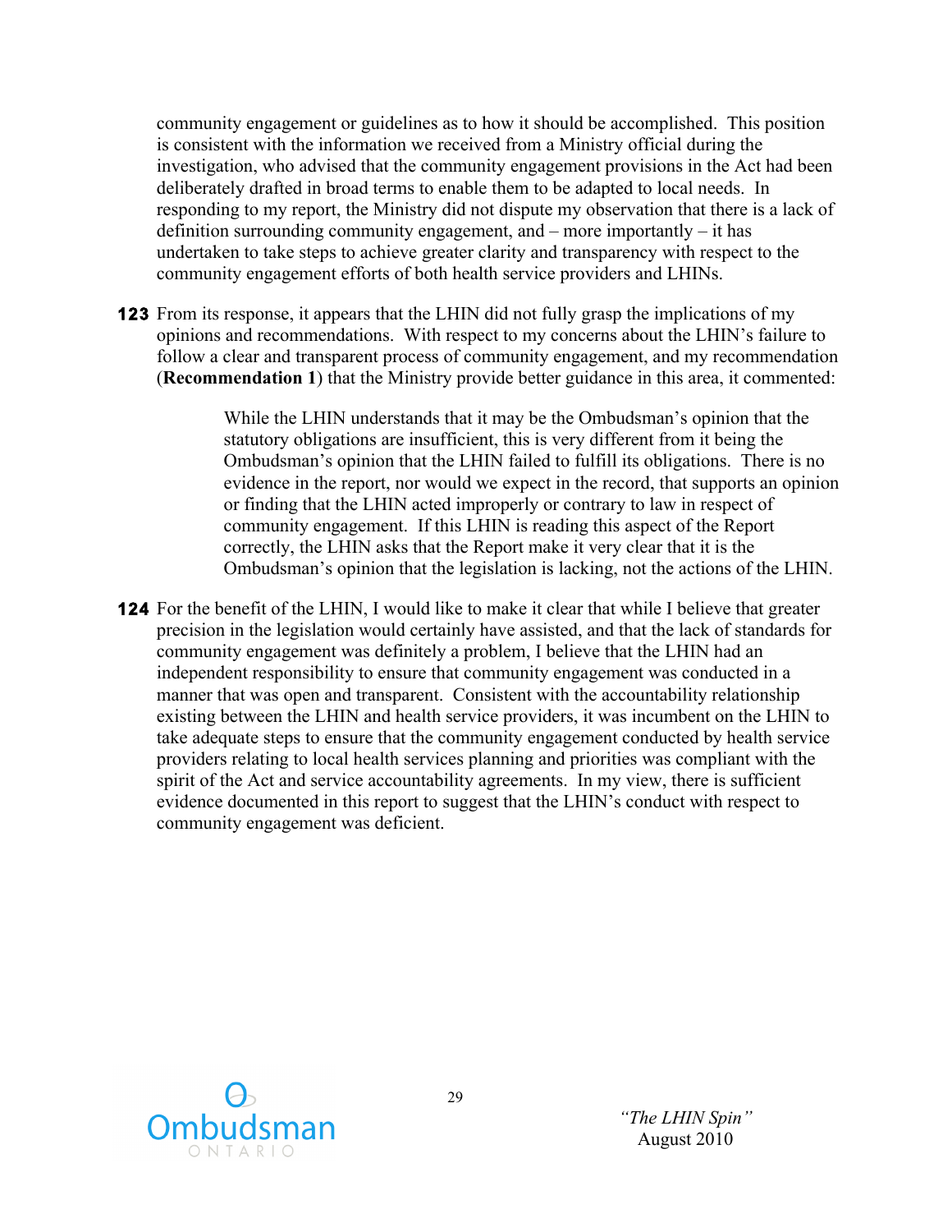community engagement or guidelines as to how it should be accomplished. This position is consistent with the information we received from a Ministry official during the investigation, who advised that the community engagement provisions in the Act had been deliberately drafted in broad terms to enable them to be adapted to local needs. In responding to my report, the Ministry did not dispute my observation that there is a lack of definition surrounding community engagement, and – more importantly – it has undertaken to take steps to achieve greater clarity and transparency with respect to the community engagement efforts of both health service providers and LHINs.

**123** From its response, it appears that the LHIN did not fully grasp the implications of my opinions and recommendations. With respect to my concerns about the LHIN's failure to follow a clear and transparent process of community engagement, and my recommendation (**Recommendation 1**) that the Ministry provide better guidance in this area, it commented:

> While the LHIN understands that it may be the Ombudsman's opinion that the statutory obligations are insufficient, this is very different from it being the Ombudsman's opinion that the LHIN failed to fulfill its obligations. There is no evidence in the report, nor would we expect in the record, that supports an opinion or finding that the LHIN acted improperly or contrary to law in respect of community engagement. If this LHIN is reading this aspect of the Report correctly, the LHIN asks that the Report make it very clear that it is the Ombudsman's opinion that the legislation is lacking, not the actions of the LHIN.

**124** For the benefit of the LHIN, I would like to make it clear that while I believe that greater precision in the legislation would certainly have assisted, and that the lack of standards for community engagement was definitely a problem, I believe that the LHIN had an independent responsibility to ensure that community engagement was conducted in a manner that was open and transparent. Consistent with the accountability relationship existing between the LHIN and health service providers, it was incumbent on the LHIN to take adequate steps to ensure that the community engagement conducted by health service providers relating to local health services planning and priorities was compliant with the spirit of the Act and service accountability agreements. In my view, there is sufficient evidence documented in this report to suggest that the LHIN's conduct with respect to community engagement was deficient.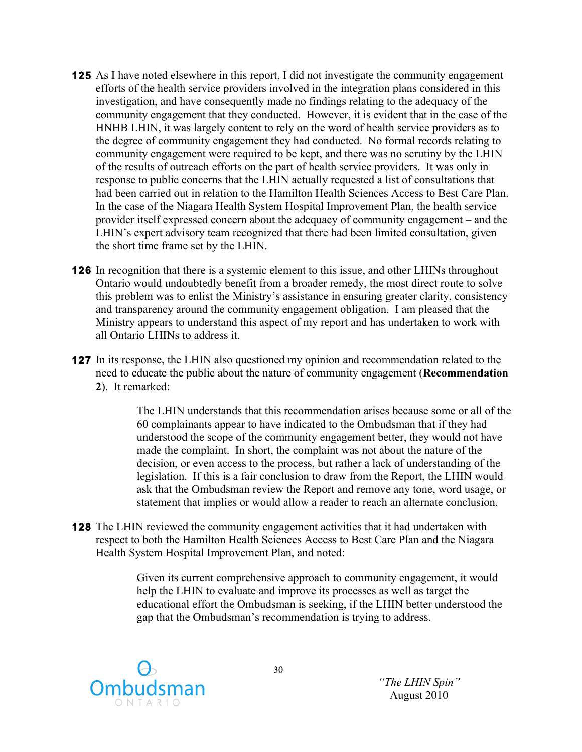**125** As I have noted elsewhere in this report, I did not investigate the community engagement efforts of the health service providers involved in the integration plans considered in this investigation, and have consequently made no findings relating to the adequacy of the community engagement that they conducted. However, it is evident that in the case of the HNHB LHIN, it was largely content to rely on the word of health service providers as to the degree of community engagement they had conducted. No formal records relating to community engagement were required to be kept, and there was no scrutiny by the LHIN of the results of outreach efforts on the part of health service providers. It was only in response to public concerns that the LHIN actually requested a list of consultations that had been carried out in relation to the Hamilton Health Sciences Access to Best Care Plan. In the case of the Niagara Health System Hospital Improvement Plan, the health service provider itself expressed concern about the adequacy of community engagement – and the LHIN's expert advisory team recognized that there had been limited consultation, given the short time frame set by the LHIN.

**126** In recognition that there is a systemic element to this issue, and other LHINs throughout Ontario would undoubtedly benefit from a broader remedy, the most direct route to solve this problem was to enlist the Ministry's assistance in ensuring greater clarity, consistency and transparency around the community engagement obligation. I am pleased that the Ministry appears to understand this aspect of my report and has undertaken to work with all Ontario LHINs to address it.

**127** In its response, the LHIN also questioned my opinion and recommendation related to the need to educate the public about the nature of community engagement (**Recommendation 2**). It remarked:

> The LHIN understands that this recommendation arises because some or all of the 60 complainants appear to have indicated to the Ombudsman that if they had understood the scope of the community engagement better, they would not have made the complaint. In short, the complaint was not about the nature of the decision, or even access to the process, but rather a lack of understanding of the legislation. If this is a fair conclusion to draw from the Report, the LHIN would ask that the Ombudsman review the Report and remove any tone, word usage, or statement that implies or would allow a reader to reach an alternate conclusion.

**128** The LHIN reviewed the community engagement activities that it had undertaken with respect to both the Hamilton Health Sciences Access to Best Care Plan and the Niagara Health System Hospital Improvement Plan, and noted:

> Given its current comprehensive approach to community engagement, it would help the LHIN to evaluate and improve its processes as well as target the educational effort the Ombudsman is seeking, if the LHIN better understood the gap that the Ombudsman's recommendation is trying to address.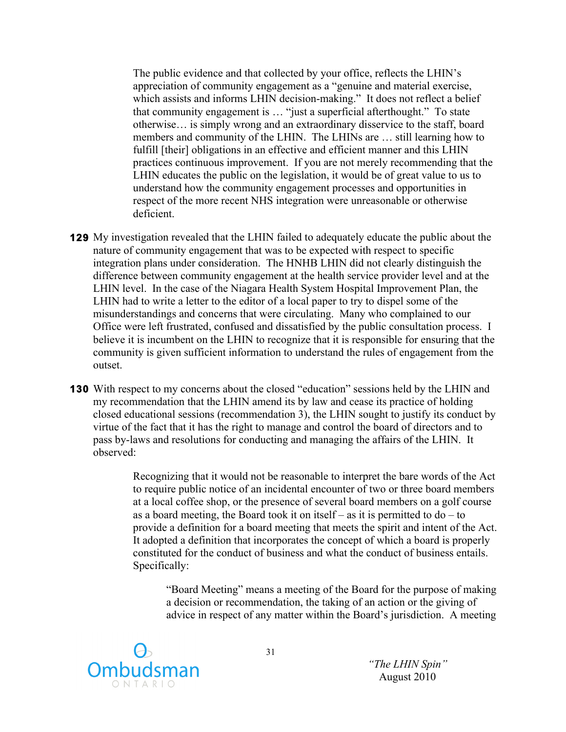> The public evidence and that collected by your office, reflects the LHIN's appreciation of community engagement as a "genuine and material exercise, which assists and informs LHIN decision-making." It does not reflect a belief that community engagement is … "just a superficial afterthought." To state otherwise… is simply wrong and an extraordinary disservice to the staff, board members and community of the LHIN. The LHINs are … still learning how to fulfill [their] obligations in an effective and efficient manner and this LHIN practices continuous improvement. If you are not merely recommending that the LHIN educates the public on the legislation, it would be of great value to us to understand how the community engagement processes and opportunities in respect of the more recent NHS integration were unreasonable or otherwise deficient.

**129** My investigation revealed that the LHIN failed to adequately educate the public about the nature of community engagement that was to be expected with respect to specific integration plans under consideration. The HNHB LHIN did not clearly distinguish the difference between community engagement at the health service provider level and at the LHIN level. In the case of the Niagara Health System Hospital Improvement Plan, the LHIN had to write a letter to the editor of a local paper to try to dispel some of the misunderstandings and concerns that were circulating. Many who complained to our Office were left frustrated, confused and dissatisfied by the public consultation process. I believe it is incumbent on the LHIN to recognize that it is responsible for ensuring that the community is given sufficient information to understand the rules of engagement from the outset.

**130** With respect to my concerns about the closed "education" sessions held by the LHIN and my recommendation that the LHIN amend its by law and cease its practice of holding closed educational sessions (recommendation 3), the LHIN sought to justify its conduct by virtue of the fact that it has the right to manage and control the board of directors and to pass by-laws and resolutions for conducting and managing the affairs of the LHIN. It observed:

> Recognizing that it would not be reasonable to interpret the bare words of the Act to require public notice of an incidental encounter of two or three board members at a local coffee shop, or the presence of several board members on a golf course as a board meeting, the Board took it on itself – as it is permitted to do – to provide a definition for a board meeting that meets the spirit and intent of the Act. It adopted a definition that incorporates the concept of which a board is properly constituted for the conduct of business and what the conduct of business entails. Specifically:
>
> > "Board Meeting" means a meeting of the Board for the purpose of making a decision or recommendation, the taking of an action or the giving of advice in respect of any matter within the Board's jurisdiction. A meeting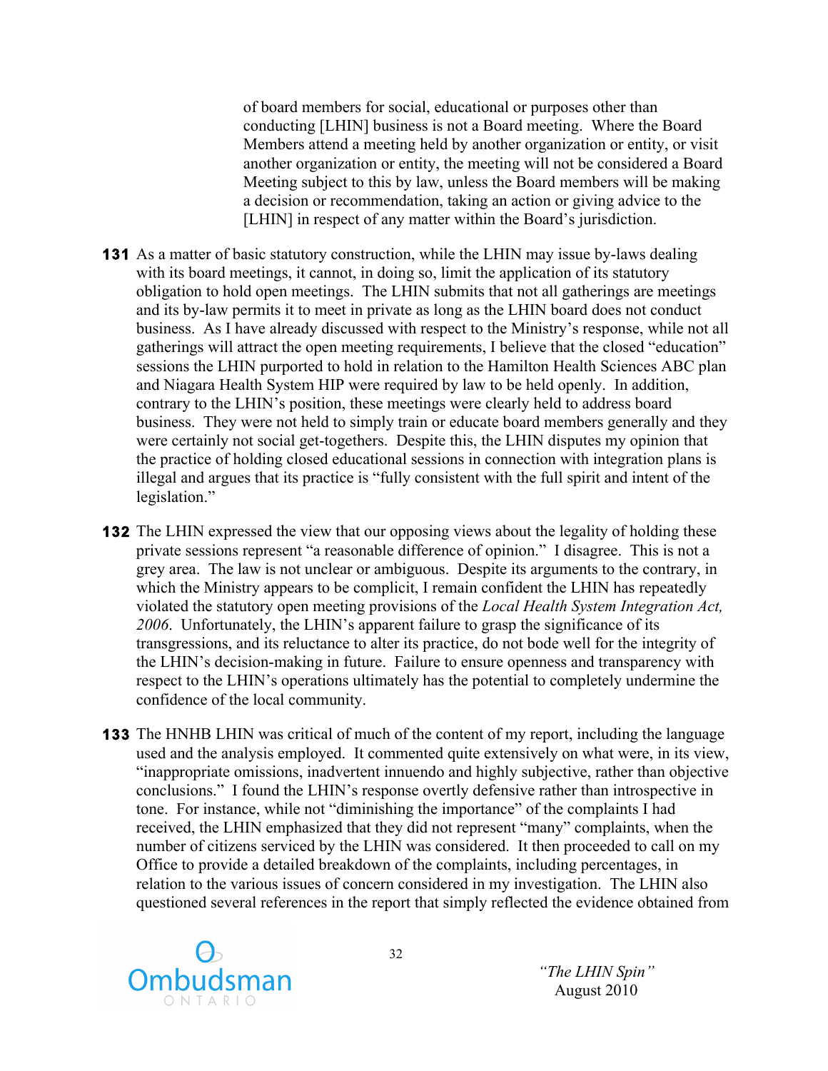> of board members for social, educational or purposes other than conducting [LHIN] business is not a Board meeting. Where the Board Members attend a meeting held by another organization or entity, or visit another organization or entity, the meeting will not be considered a Board Meeting subject to this by law, unless the Board members will be making a decision or recommendation, taking an action or giving advice to the [LHIN] in respect of any matter within the Board's jurisdiction.

**131** As a matter of basic statutory construction, while the LHIN may issue by-laws dealing with its board meetings, it cannot, in doing so, limit the application of its statutory obligation to hold open meetings. The LHIN submits that not all gatherings are meetings and its by-law permits it to meet in private as long as the LHIN board does not conduct business. As I have already discussed with respect to the Ministry's response, while not all gatherings will attract the open meeting requirements, I believe that the closed "education" sessions the LHIN purported to hold in relation to the Hamilton Health Sciences ABC plan and Niagara Health System HIP were required by law to be held openly. In addition, contrary to the LHIN's position, these meetings were clearly held to address board business. They were not held to simply train or educate board members generally and they were certainly not social get-togethers. Despite this, the LHIN disputes my opinion that the practice of holding closed educational sessions in connection with integration plans is illegal and argues that its practice is "fully consistent with the full spirit and intent of the legislation."

**132** The LHIN expressed the view that our opposing views about the legality of holding these private sessions represent "a reasonable difference of opinion." I disagree. This is not a grey area. The law is not unclear or ambiguous. Despite its arguments to the contrary, in which the Ministry appears to be complicit, I remain confident the LHIN has repeatedly violated the statutory open meeting provisions of the *Local Health System Integration Act, 2006*. Unfortunately, the LHIN's apparent failure to grasp the significance of its transgressions, and its reluctance to alter its practice, do not bode well for the integrity of the LHIN's decision-making in future. Failure to ensure openness and transparency with respect to the LHIN's operations ultimately has the potential to completely undermine the confidence of the local community.

**133** The HNHB LHIN was critical of much of the content of my report, including the language used and the analysis employed. It commented quite extensively on what were, in its view, "inappropriate omissions, inadvertent innuendo and highly subjective, rather than objective conclusions." I found the LHIN's response overtly defensive rather than introspective in tone. For instance, while not "diminishing the importance" of the complaints I had received, the LHIN emphasized that they did not represent "many" complaints, when the number of citizens serviced by the LHIN was considered. It then proceeded to call on my Office to provide a detailed breakdown of the complaints, including percentages, in relation to the various issues of concern considered in my investigation. The LHIN also questioned several references in the report that simply reflected the evidence obtained from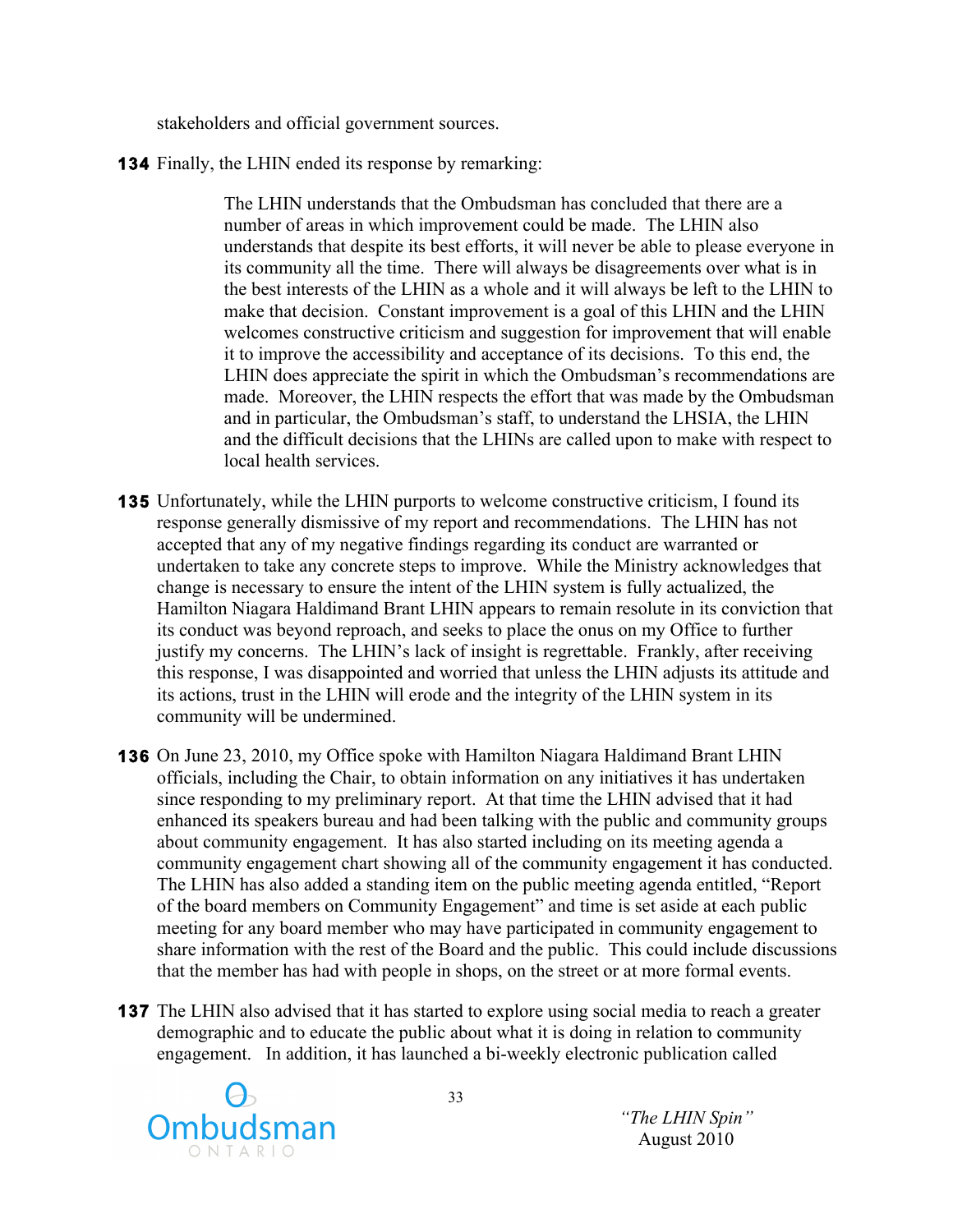stakeholders and official government sources.

**134** Finally, the LHIN ended its response by remarking:

> The LHIN understands that the Ombudsman has concluded that there are a number of areas in which improvement could be made. The LHIN also understands that despite its best efforts, it will never be able to please everyone in its community all the time. There will always be disagreements over what is in the best interests of the LHIN as a whole and it will always be left to the LHIN to make that decision. Constant improvement is a goal of this LHIN and the LHIN welcomes constructive criticism and suggestion for improvement that will enable it to improve the accessibility and acceptance of its decisions. To this end, the LHIN does appreciate the spirit in which the Ombudsman's recommendations are made. Moreover, the LHIN respects the effort that was made by the Ombudsman and in particular, the Ombudsman's staff, to understand the LHSIA, the LHIN and the difficult decisions that the LHINs are called upon to make with respect to local health services.

**135** Unfortunately, while the LHIN purports to welcome constructive criticism, I found its response generally dismissive of my report and recommendations. The LHIN has not accepted that any of my negative findings regarding its conduct are warranted or undertaken to take any concrete steps to improve. While the Ministry acknowledges that change is necessary to ensure the intent of the LHIN system is fully actualized, the Hamilton Niagara Haldimand Brant LHIN appears to remain resolute in its conviction that its conduct was beyond reproach, and seeks to place the onus on my Office to further justify my concerns. The LHIN's lack of insight is regrettable. Frankly, after receiving this response, I was disappointed and worried that unless the LHIN adjusts its attitude and its actions, trust in the LHIN will erode and the integrity of the LHIN system in its community will be undermined.

**136** On June 23, 2010, my Office spoke with Hamilton Niagara Haldimand Brant LHIN officials, including the Chair, to obtain information on any initiatives it has undertaken since responding to my preliminary report. At that time the LHIN advised that it had enhanced its speakers bureau and had been talking with the public and community groups about community engagement. It has also started including on its meeting agenda a community engagement chart showing all of the community engagement it has conducted. The LHIN has also added a standing item on the public meeting agenda entitled, "Report of the board members on Community Engagement" and time is set aside at each public meeting for any board member who may have participated in community engagement to share information with the rest of the Board and the public. This could include discussions that the member has had with people in shops, on the street or at more formal events.

**137** The LHIN also advised that it has started to explore using social media to reach a greater demographic and to educate the public about what it is doing in relation to community engagement. In addition, it has launched a bi-weekly electronic publication called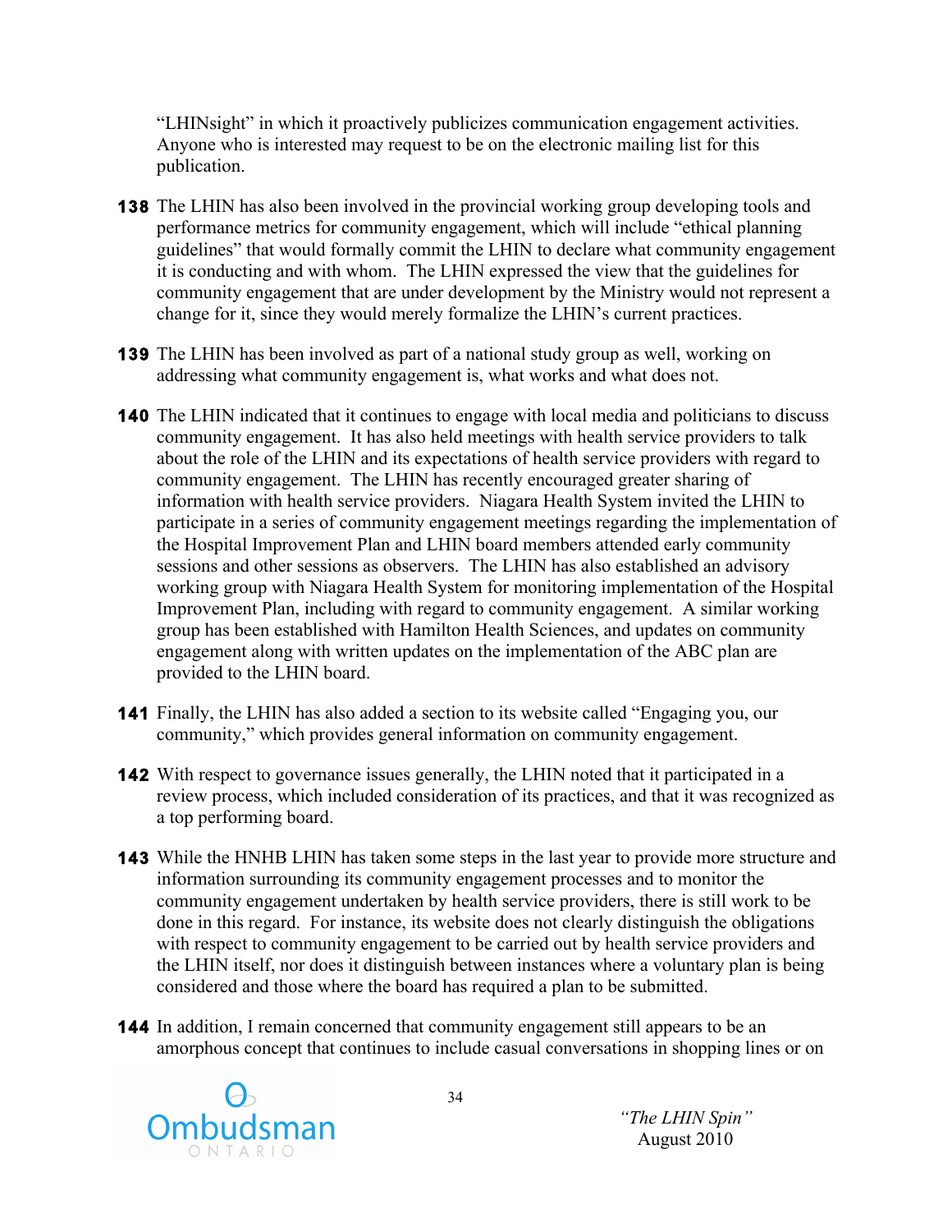"LHINsight" in which it proactively publicizes communication engagement activities. Anyone who is interested may request to be on the electronic mailing list for this publication.

**138** The LHIN has also been involved in the provincial working group developing tools and performance metrics for community engagement, which will include "ethical planning guidelines" that would formally commit the LHIN to declare what community engagement it is conducting and with whom. The LHIN expressed the view that the guidelines for community engagement that are under development by the Ministry would not represent a change for it, since they would merely formalize the LHIN's current practices.

**139** The LHIN has been involved as part of a national study group as well, working on addressing what community engagement is, what works and what does not.

**140** The LHIN indicated that it continues to engage with local media and politicians to discuss community engagement. It has also held meetings with health service providers to talk about the role of the LHIN and its expectations of health service providers with regard to community engagement. The LHIN has recently encouraged greater sharing of information with health service providers. Niagara Health System invited the LHIN to participate in a series of community engagement meetings regarding the implementation of the Hospital Improvement Plan and LHIN board members attended early community sessions and other sessions as observers. The LHIN has also established an advisory working group with Niagara Health System for monitoring implementation of the Hospital Improvement Plan, including with regard to community engagement. A similar working group has been established with Hamilton Health Sciences, and updates on community engagement along with written updates on the implementation of the ABC plan are provided to the LHIN board.

**141** Finally, the LHIN has also added a section to its website called "Engaging you, our community," which provides general information on community engagement.

**142** With respect to governance issues generally, the LHIN noted that it participated in a review process, which included consideration of its practices, and that it was recognized as a top performing board.

**143** While the HNHB LHIN has taken some steps in the last year to provide more structure and information surrounding its community engagement processes and to monitor the community engagement undertaken by health service providers, there is still work to be done in this regard. For instance, its website does not clearly distinguish the obligations with respect to community engagement to be carried out by health service providers and the LHIN itself, nor does it distinguish between instances where a voluntary plan is being considered and those where the board has required a plan to be submitted.

**144** In addition, I remain concerned that community engagement still appears to be an amorphous concept that continues to include casual conversations in shopping lines or on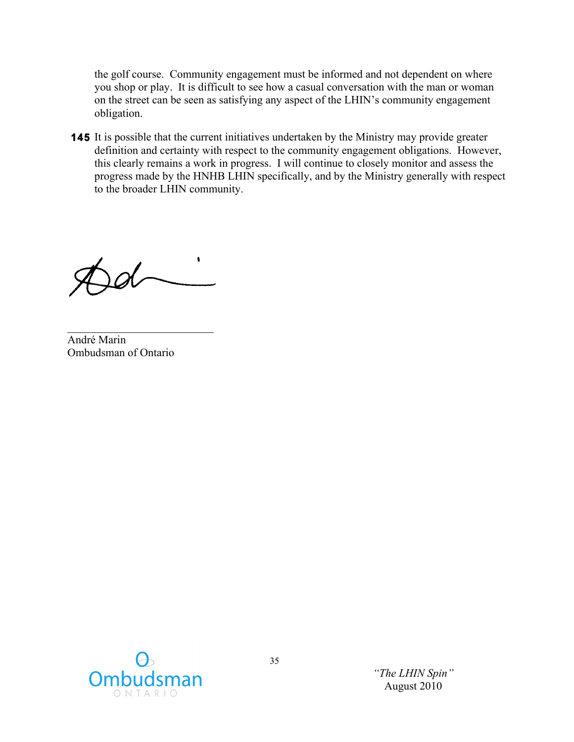the golf course. Community engagement must be informed and not dependent on where you shop or play. It is difficult to see how a casual conversation with the man or woman on the street can be seen as satisfying any aspect of the LHIN's community engagement obligation.

**145** It is possible that the current initiatives undertaken by the Ministry may provide greater definition and certainty with respect to the community engagement obligations. However, this clearly remains a work in progress. I will continue to closely monitor and assess the progress made by the HNHB LHIN specifically, and by the Ministry generally with respect to the broader LHIN community.

André Marin
Ombudsman of Ontario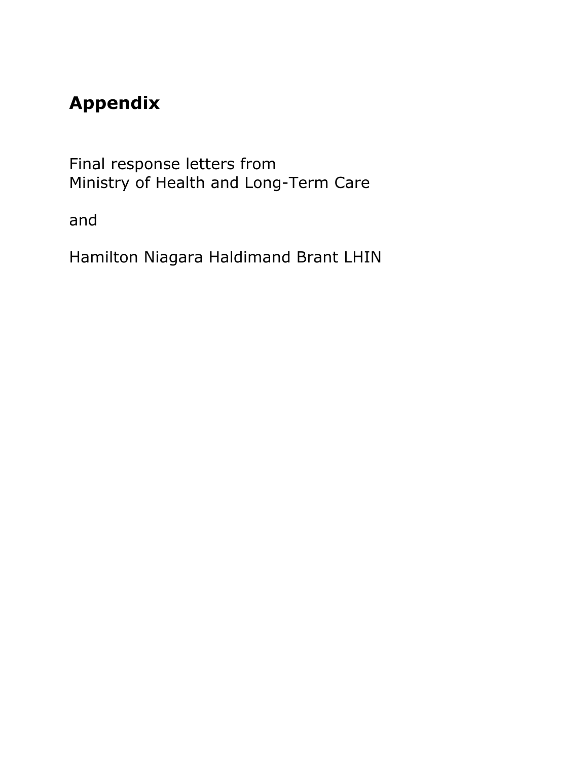# Appendix

Final response letters from
Ministry of Health and Long-Term Care

and

Hamilton Niagara Haldimand Brant LHIN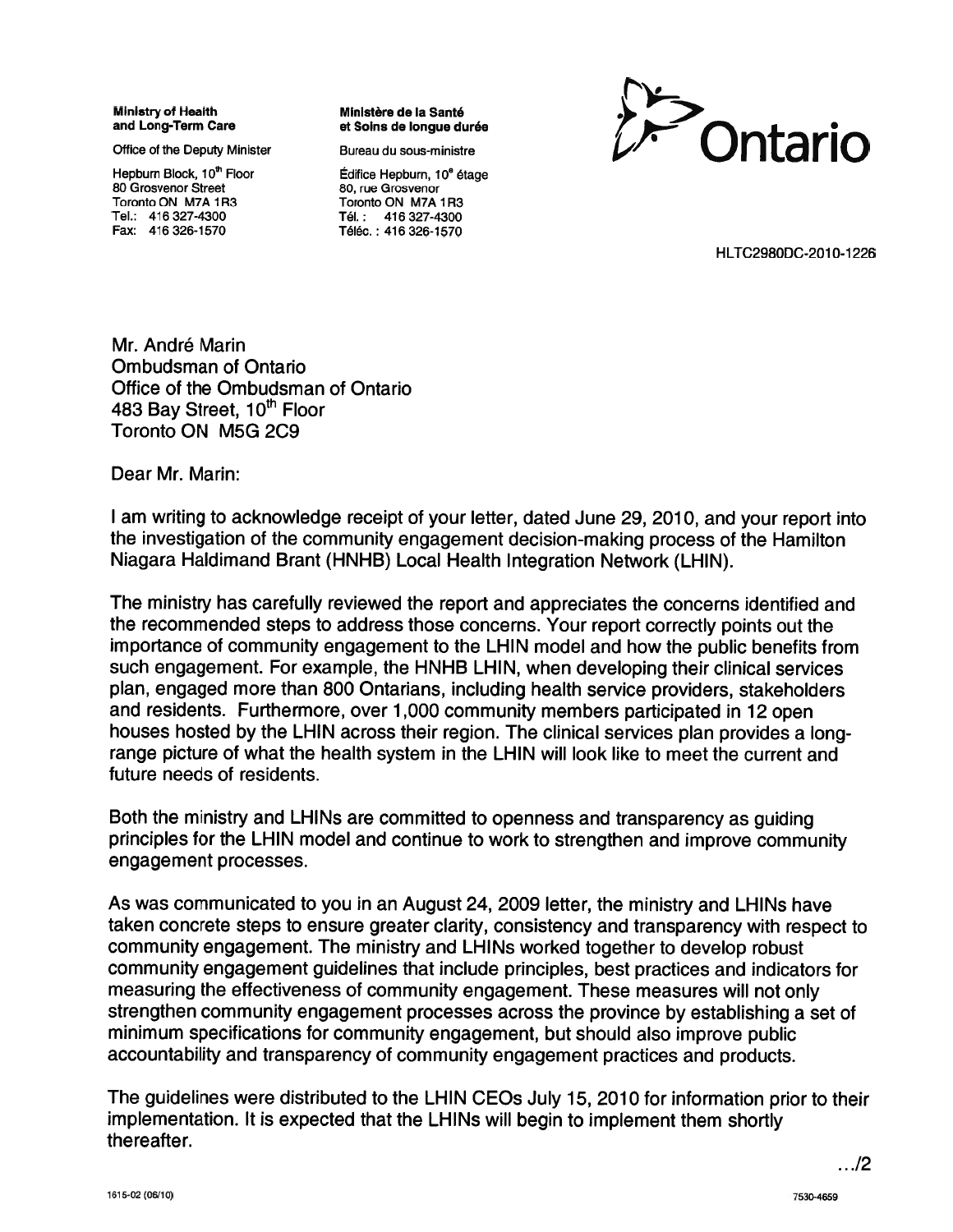**Ministry of Health and Long-Term Care**

Office of the Deputy Minister

Hepburn Block, 10th Floor
80 Grosvenor Street
Toronto ON M7A 1R3
Tel.: 416 327-4300
Fax: 416 326-1570

**Ministère de la Santé et Soins de longue durée**

Bureau du sous-ministre

Édifice Hepburn, 10e étage
80, rue Grosvenor
Toronto ON M7A 1R3
Tél. : 416 327-4300
Téléc. : 416 326-1570

Ontario

HLTC2980DC-2010-1226

Mr. André Marin
Ombudsman of Ontario
Office of the Ombudsman of Ontario
483 Bay Street, 10th Floor
Toronto ON M5G 2C9

Dear Mr. Marin:

I am writing to acknowledge receipt of your letter, dated June 29, 2010, and your report into the investigation of the community engagement decision-making process of the Hamilton Niagara Haldimand Brant (HNHB) Local Health Integration Network (LHIN).

The ministry has carefully reviewed the report and appreciates the concerns identified and the recommended steps to address those concerns. Your report correctly points out the importance of community engagement to the LHIN model and how the public benefits from such engagement. For example, the HNHB LHIN, when developing their clinical services plan, engaged more than 800 Ontarians, including health service providers, stakeholders and residents. Furthermore, over 1,000 community members participated in 12 open houses hosted by the LHIN across their region. The clinical services plan provides a long-range picture of what the health system in the LHIN will look like to meet the current and future needs of residents.

Both the ministry and LHINs are committed to openness and transparency as guiding principles for the LHIN model and continue to work to strengthen and improve community engagement processes.

As was communicated to you in an August 24, 2009 letter, the ministry and LHINs have taken concrete steps to ensure greater clarity, consistency and transparency with respect to community engagement. The ministry and LHINs worked together to develop robust community engagement guidelines that include principles, best practices and indicators for measuring the effectiveness of community engagement. These measures will not only strengthen community engagement processes across the province by establishing a set of minimum specifications for community engagement, but should also improve public accountability and transparency of community engagement practices and products.

The guidelines were distributed to the LHIN CEOs July 15, 2010 for information prior to their implementation. It is expected that the LHINs will begin to implement them shortly thereafter.

.../2

1615-02 (06/10) 7530-4659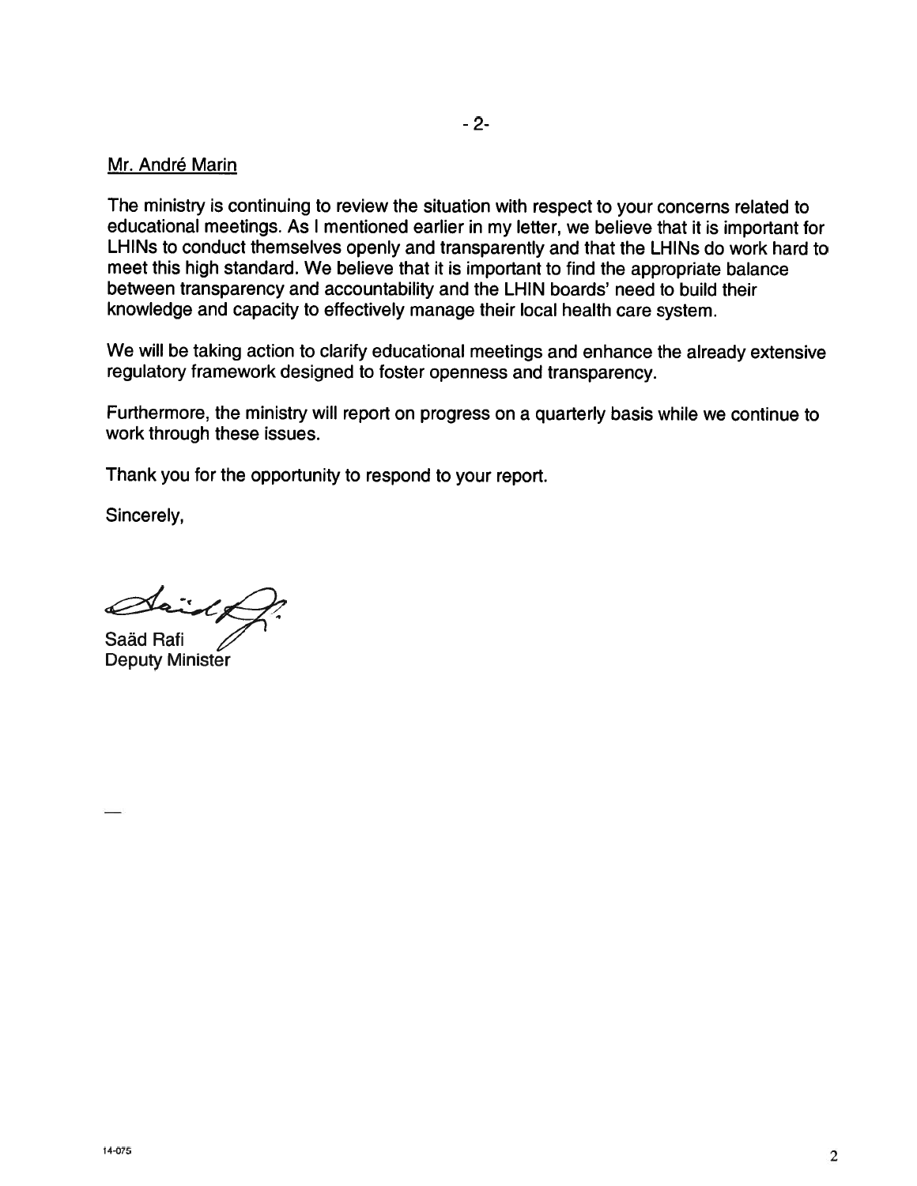Mr. André Marin

The ministry is continuing to review the situation with respect to your concerns related to educational meetings. As I mentioned earlier in my letter, we believe that it is important for LHINs to conduct themselves openly and transparently and that the LHINs do work hard to meet this high standard. We believe that it is important to find the appropriate balance between transparency and accountability and the LHIN boards' need to build their knowledge and capacity to effectively manage their local health care system.

We will be taking action to clarify educational meetings and enhance the already extensive regulatory framework designed to foster openness and transparency.

Furthermore, the ministry will report on progress on a quarterly basis while we continue to work through these issues.

Thank you for the opportunity to respond to your report.

Sincerely,

Saäd Rafi
Deputy Minister

14-075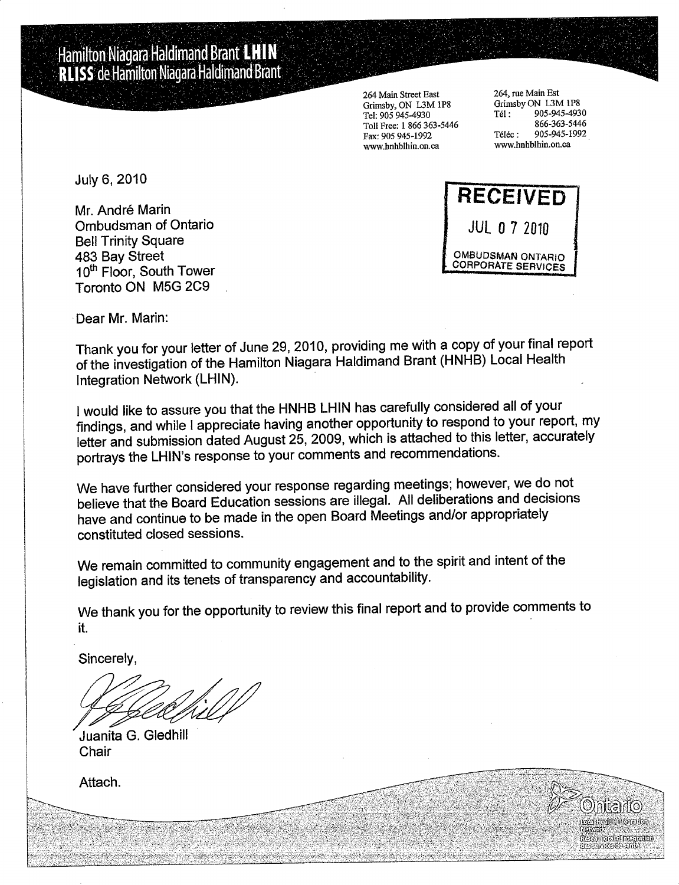# Hamilton Niagara Haldimand Brant **LHIN**
# **RLISS** de Hamilton Niagara Haldimand Brant

264 Main Street East
Grimsby, ON L3M 1P8
Tel: 905 945-4930
Toll Free: 1 866 363-5446
Fax: 905 945-1992
www.hnhblhin.on.ca

264, rue Main Est
Grimsby ON L3M 1P8
Tél : 905-945-4930
866-363-5446
Téléc : 905-945-1992
www.hnhblhin.on.ca

July 6, 2010

RECEIVED
JUL 07 2010
OMBUDSMAN ONTARIO
CORPORATE SERVICES

Mr. André Marin
Ombudsman of Ontario
Bell Trinity Square
483 Bay Street
10th Floor, South Tower
Toronto ON M5G 2C9

Dear Mr. Marin:

Thank you for your letter of June 29, 2010, providing me with a copy of your final report of the investigation of the Hamilton Niagara Haldimand Brant (HNHB) Local Health Integration Network (LHIN).

I would like to assure you that the HNHB LHIN has carefully considered all of your findings, and while I appreciate having another opportunity to respond to your report, my letter and submission dated August 25, 2009, which is attached to this letter, accurately portrays the LHIN's response to your comments and recommendations.

We have further considered your response regarding meetings; however, we do not believe that the Board Education sessions are illegal. All deliberations and decisions have and continue to be made in the open Board Meetings and/or appropriately constituted closed sessions.

We remain committed to community engagement and to the spirit and intent of the legislation and its tenets of transparency and accountability.

We thank you for the opportunity to review this final report and to provide comments to it.

Sincerely,

Juanita G. Gledhill
Chair

Attach.

Ontario
Local Health Integration Network
Réseau local d'intégration des services de santé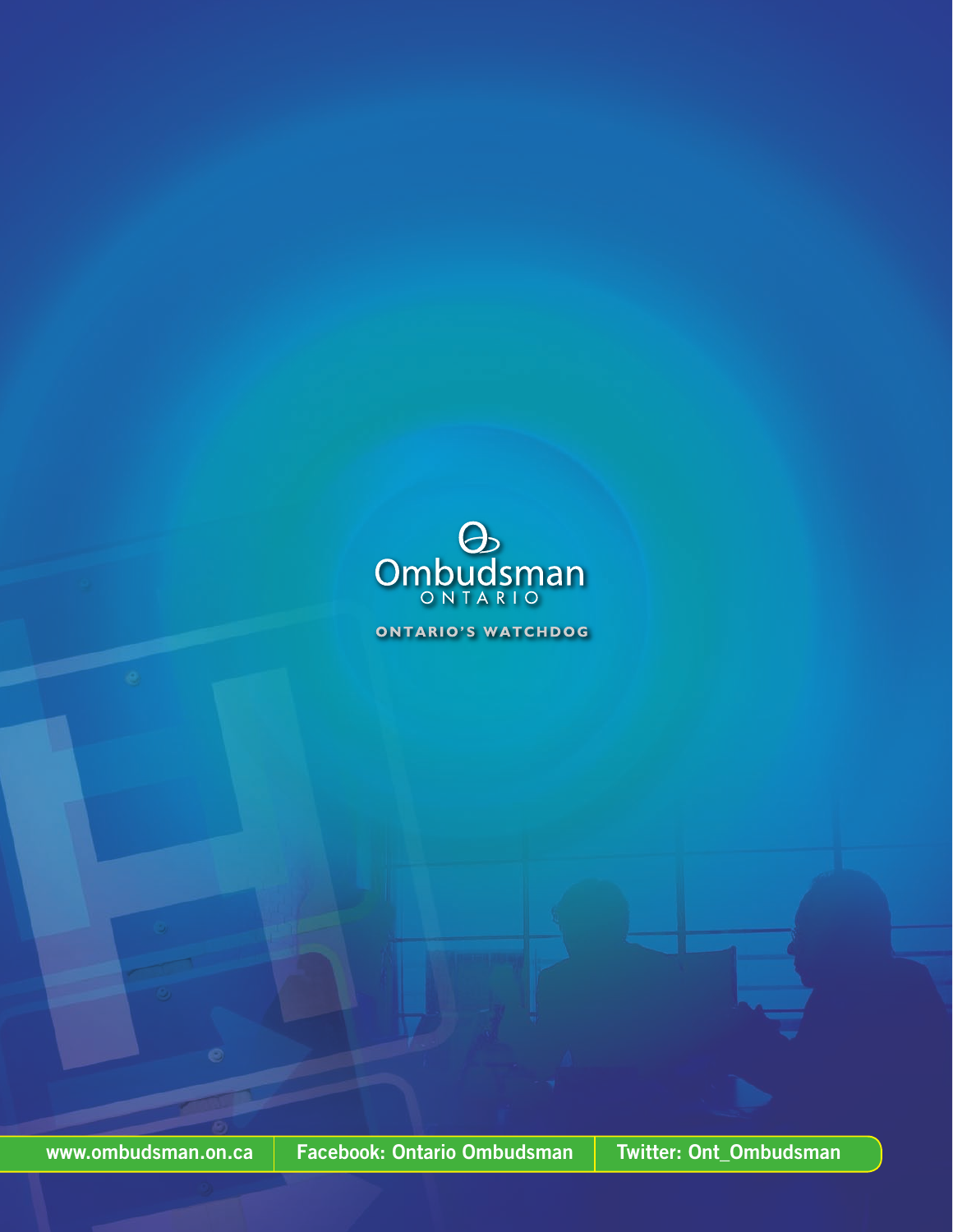Ombudsman
ONTARIO

ONTARIO'S WATCHDOG

www.ombudsman.on.ca | Facebook: Ontario Ombudsman | Twitter: Ont_Ombudsman